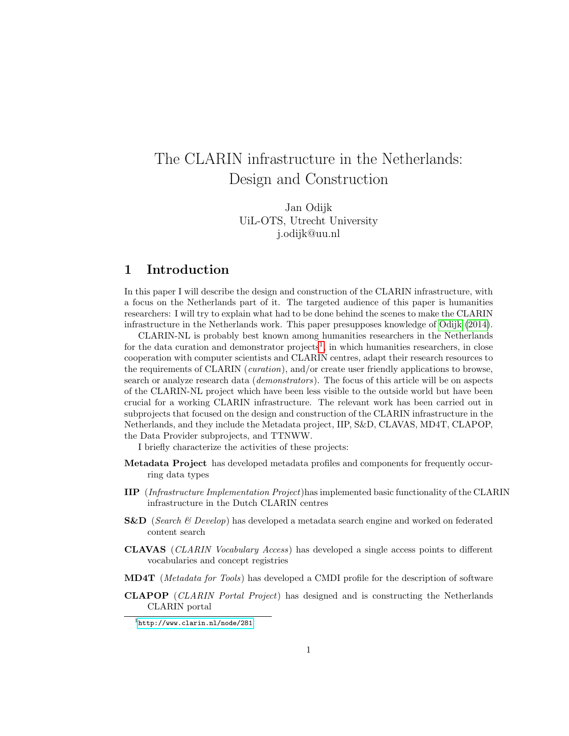# The CLARIN infrastructure in the Netherlands: Design and Construction

Jan Odijk
UiL-OTS, Utrecht University
j.odijk@uu.nl

## 1 Introduction

In this paper I will describe the design and construction of the CLARIN infrastructure, with a focus on the Netherlands part of it. The targeted audience of this paper is humanities researchers: I will try to explain what had to be done behind the scenes to make the CLARIN infrastructure in the Netherlands work. This paper presupposes knowledge of Odijk (2014).

CLARIN-NL is probably best known among humanities researchers in the Netherlands for the data curation and demonstrator projects[1], in which humanities researchers, in close cooperation with computer scientists and CLARIN centres, adapt their research resources to the requirements of CLARIN (*curation*), and/or create user friendly applications to browse, search or analyze research data (*demonstrators*). The focus of this article will be on aspects of the CLARIN-NL project which have been less visible to the outside world but have been crucial for a working CLARIN infrastructure. The relevant work has been carried out in subprojects that focused on the design and construction of the CLARIN infrastructure in the Netherlands, and they include the Metadata project, IIP, S&D, CLAVAS, MD4T, CLAPOP, the Data Provider subprojects, and TTNWW.

I briefly characterize the activities of these projects:

**Metadata Project** has developed metadata profiles and components for frequently occurring data types

**IIP** (*Infrastructure Implementation Project*)has implemented basic functionality of the CLARIN infrastructure in the Dutch CLARIN centres

**S&D** (*Search & Develop*) has developed a metadata search engine and worked on federated content search

**CLAVAS** (*CLARIN Vocabulary Access*) has developed a single access points to different vocabularies and concept registries

**MD4T** (*Metadata for Tools*) has developed a CMDI profile for the description of software

**CLAPOP** (*CLARIN Portal Project*) has designed and is constructing the Netherlands CLARIN portal

[1] http://www.clarin.nl/node/281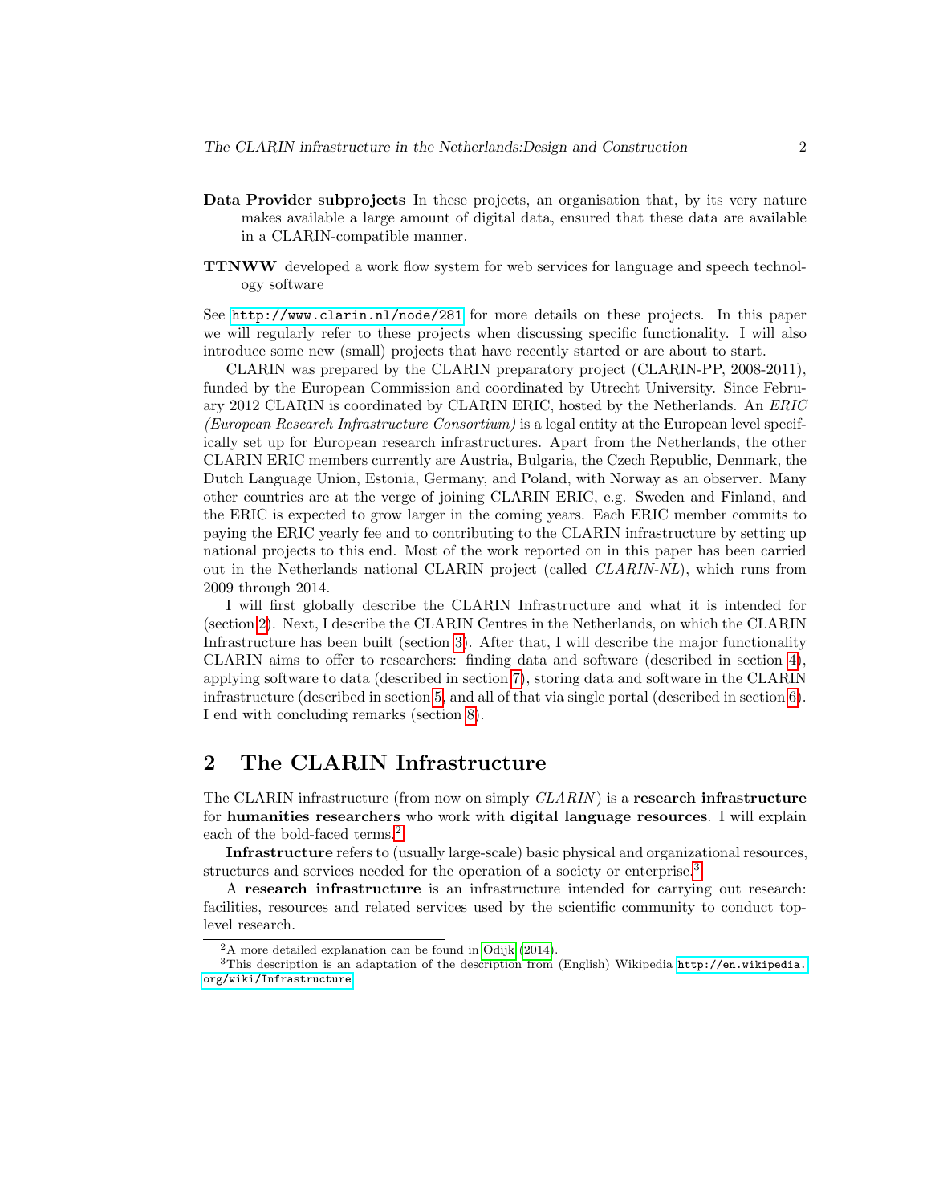**Data Provider subprojects** In these projects, an organisation that, by its very nature makes available a large amount of digital data, ensured that these data are available in a CLARIN-compatible manner.

**TTNWW** developed a work flow system for web services for language and speech technology software

See http://www.clarin.nl/node/281 for more details on these projects. In this paper we will regularly refer to these projects when discussing specific functionality. I will also introduce some new (small) projects that have recently started or are about to start.

CLARIN was prepared by the CLARIN preparatory project (CLARIN-PP, 2008-2011), funded by the European Commission and coordinated by Utrecht University. Since February 2012 CLARIN is coordinated by CLARIN ERIC, hosted by the Netherlands. An *ERIC (European Research Infrastructure Consortium)* is a legal entity at the European level specifically set up for European research infrastructures. Apart from the Netherlands, the other CLARIN ERIC members currently are Austria, Bulgaria, the Czech Republic, Denmark, the Dutch Language Union, Estonia, Germany, and Poland, with Norway as an observer. Many other countries are at the verge of joining CLARIN ERIC, e.g. Sweden and Finland, and the ERIC is expected to grow larger in the coming years. Each ERIC member commits to paying the ERIC yearly fee and to contributing to the CLARIN infrastructure by setting up national projects to this end. Most of the work reported on in this paper has been carried out in the Netherlands national CLARIN project (called *CLARIN-NL*), which runs from 2009 through 2014.

I will first globally describe the CLARIN Infrastructure and what it is intended for (section 2). Next, I describe the CLARIN Centres in the Netherlands, on which the CLARIN Infrastructure has been built (section 3). After that, I will describe the major functionality CLARIN aims to offer to researchers: finding data and software (described in section 4), applying software to data (described in section 7), storing data and software in the CLARIN infrastructure (described in section 5, and all of that via single portal (described in section 6). I end with concluding remarks (section 8).

## 2 The CLARIN Infrastructure

The CLARIN infrastructure (from now on simply *CLARIN*) is a **research infrastructure** for **humanities researchers** who work with **digital language resources**. I will explain each of the bold-faced terms.[2]

**Infrastructure** refers to (usually large-scale) basic physical and organizational resources, structures and services needed for the operation of a society or enterprise.[3]

A **research infrastructure** is an infrastructure intended for carrying out research: facilities, resources and related services used by the scientific community to conduct top-level research.

[2] A more detailed explanation can be found in Odijk (2014).

[3] This description is an adaptation of the description from (English) Wikipedia http://en.wikipedia.org/wiki/Infrastructure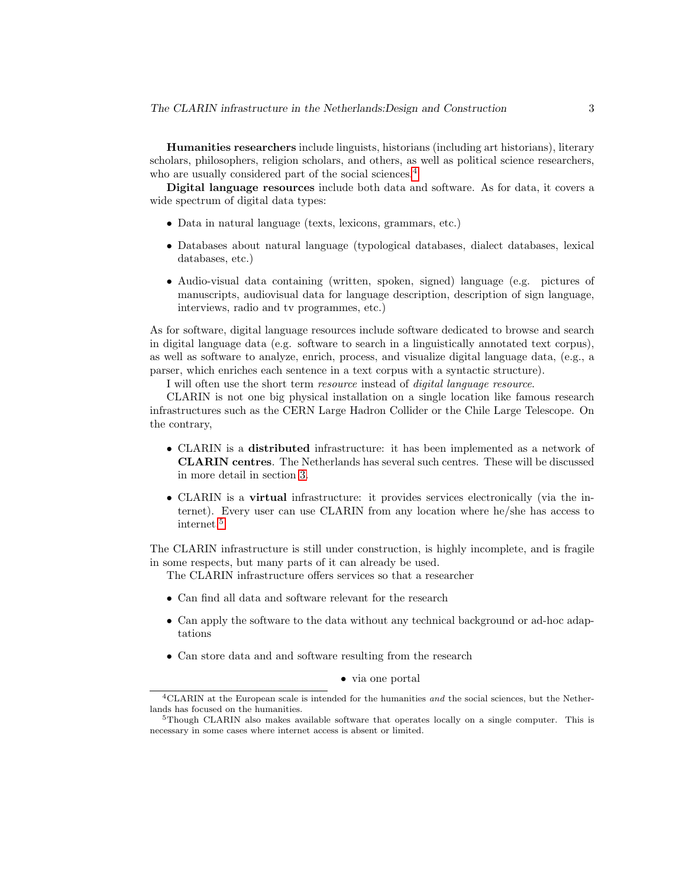**Humanities researchers** include linguists, historians (including art historians), literary scholars, philosophers, religion scholars, and others, as well as political science researchers, who are usually considered part of the social sciences.[4]

**Digital language resources** include both data and software. As for data, it covers a wide spectrum of digital data types:

- Data in natural language (texts, lexicons, grammars, etc.)
- Databases about natural language (typological databases, dialect databases, lexical databases, etc.)
- Audio-visual data containing (written, spoken, signed) language (e.g. pictures of manuscripts, audiovisual data for language description, description of sign language, interviews, radio and tv programmes, etc.)

As for software, digital language resources include software dedicated to browse and search in digital language data (e.g. software to search in a linguistically annotated text corpus), as well as software to analyze, enrich, process, and visualize digital language data, (e.g., a parser, which enriches each sentence in a text corpus with a syntactic structure).

I will often use the short term *resource* instead of *digital language resource*.

CLARIN is not one big physical installation on a single location like famous research infrastructures such as the CERN Large Hadron Collider or the Chile Large Telescope. On the contrary,

- CLARIN is a **distributed** infrastructure: it has been implemented as a network of **CLARIN centres**. The Netherlands has several such centres. These will be discussed in more detail in section 3.
- CLARIN is a **virtual** infrastructure: it provides services electronically (via the internet). Every user can use CLARIN from any location where he/she has access to internet.[5]

The CLARIN infrastructure is still under construction, is highly incomplete, and is fragile in some respects, but many parts of it can already be used.

The CLARIN infrastructure offers services so that a researcher

- Can find all data and software relevant for the research
- Can apply the software to the data without any technical background or ad-hoc adaptations
- Can store data and and software resulting from the research

  - via one portal

---

[4] CLARIN at the European scale is intended for the humanities *and* the social sciences, but the Netherlands has focused on the humanities.

[5] Though CLARIN also makes available software that operates locally on a single computer. This is necessary in some cases where internet access is absent or limited.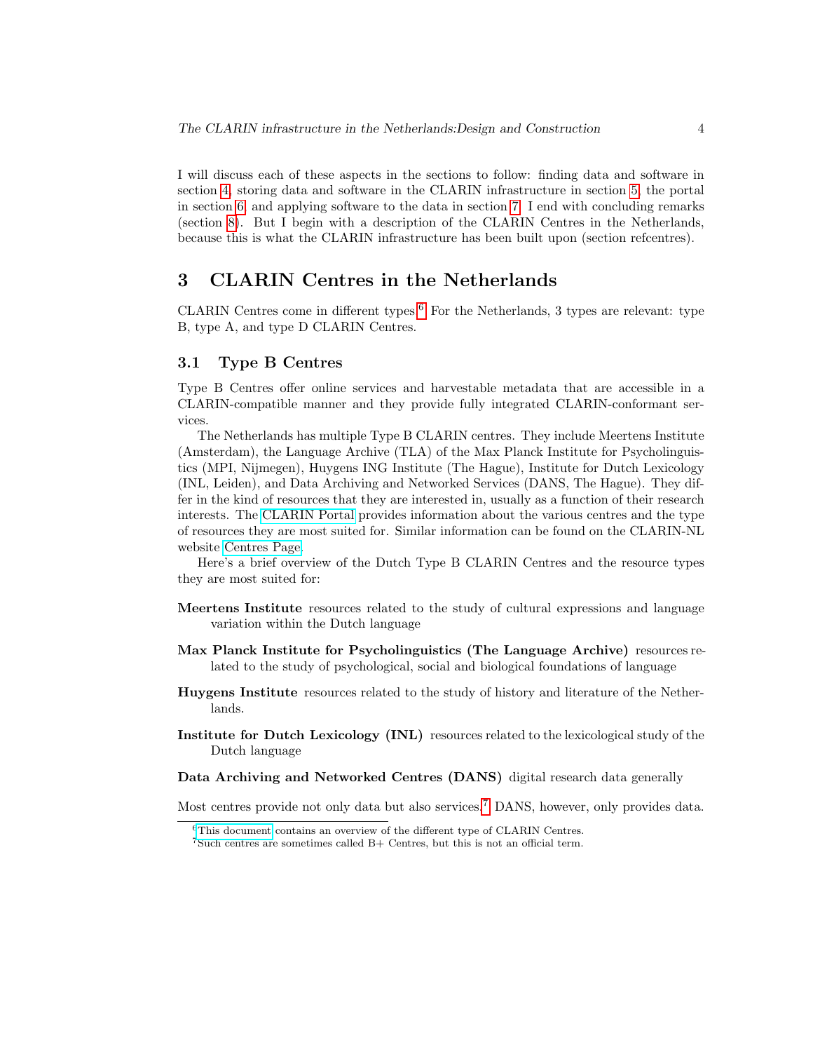I will discuss each of these aspects in the sections to follow: finding data and software in section 4, storing data and software in the CLARIN infrastructure in section 5, the portal in section 6, and applying software to the data in section 7. I end with concluding remarks (section 8). But I begin with a description of the CLARIN Centres in the Netherlands, because this is what the CLARIN infrastructure has been built upon (section refcentres).

## 3 CLARIN Centres in the Netherlands

CLARIN Centres come in different types.[6] For the Netherlands, 3 types are relevant: type B, type A, and type D CLARIN Centres.

### 3.1 Type B Centres

Type B Centres offer online services and harvestable metadata that are accessible in a CLARIN-compatible manner and they provide fully integrated CLARIN-conformant services.

The Netherlands has multiple Type B CLARIN centres. They include Meertens Institute (Amsterdam), the Language Archive (TLA) of the Max Planck Institute for Psycholinguistics (MPI, Nijmegen), Huygens ING Institute (The Hague), Institute for Dutch Lexicology (INL, Leiden), and Data Archiving and Networked Services (DANS, The Hague). They differ in the kind of resources that they are interested in, usually as a function of their research interests. The CLARIN Portal provides information about the various centres and the type of resources they are most suited for. Similar information can be found on the CLARIN-NL website Centres Page.

Here's a brief overview of the Dutch Type B CLARIN Centres and the resource types they are most suited for:

**Meertens Institute** resources related to the study of cultural expressions and language variation within the Dutch language

**Max Planck Institute for Psycholinguistics (The Language Archive)** resources related to the study of psychological, social and biological foundations of language

**Huygens Institute** resources related to the study of history and literature of the Netherlands.

**Institute for Dutch Lexicology (INL)** resources related to the lexicological study of the Dutch language

**Data Archiving and Networked Centres (DANS)** digital research data generally

Most centres provide not only data but also services.[7] DANS, however, only provides data.

[6] This document contains an overview of the different type of CLARIN Centres.

[7] Such centres are sometimes called B+ Centres, but this is not an official term.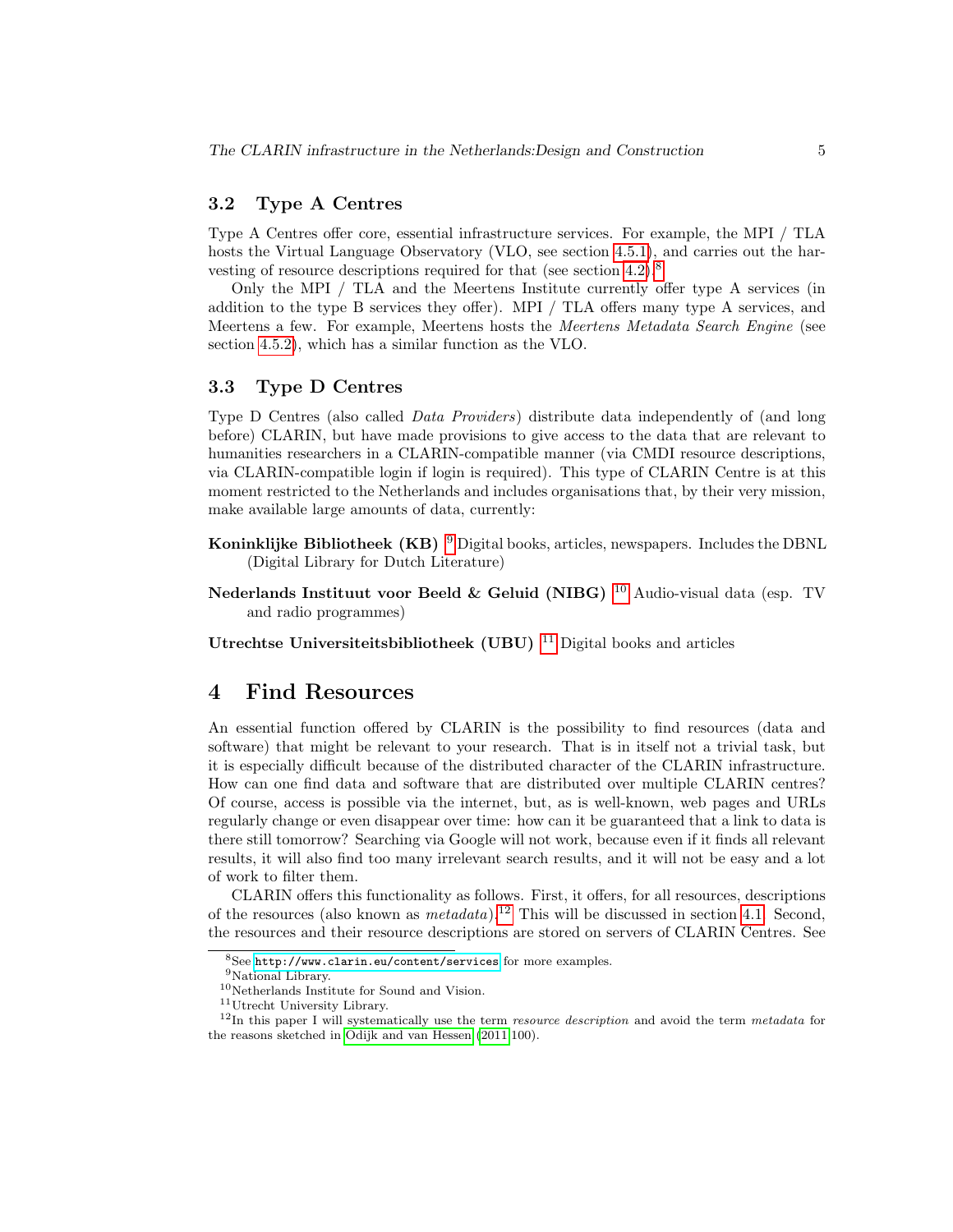### 3.2 Type A Centres

Type A Centres offer core, essential infrastructure services. For example, the MPI / TLA hosts the Virtual Language Observatory (VLO, see section 4.5.1), and carries out the harvesting of resource descriptions required for that (see section 4.2).[8]

Only the MPI / TLA and the Meertens Institute currently offer type A services (in addition to the type B services they offer). MPI / TLA offers many type A services, and Meertens a few. For example, Meertens hosts the *Meertens Metadata Search Engine* (see section 4.5.2), which has a similar function as the VLO.

### 3.3 Type D Centres

Type D Centres (also called *Data Providers*) distribute data independently of (and long before) CLARIN, but have made provisions to give access to the data that are relevant to humanities researchers in a CLARIN-compatible manner (via CMDI resource descriptions, via CLARIN-compatible login if login is required). This type of CLARIN Centre is at this moment restricted to the Netherlands and includes organisations that, by their very mission, make available large amounts of data, currently:

**Koninklijke Bibliotheek (KB)** [9] Digital books, articles, newspapers. Includes the DBNL (Digital Library for Dutch Literature)

**Nederlands Instituut voor Beeld & Geluid (NIBG)** [10] Audio-visual data (esp. TV and radio programmes)

**Utrechtse Universiteitsbibliotheek (UBU)** [11] Digital books and articles

## 4 Find Resources

An essential function offered by CLARIN is the possibility to find resources (data and software) that might be relevant to your research. That is in itself not a trivial task, but it is especially difficult because of the distributed character of the CLARIN infrastructure. How can one find data and software that are distributed over multiple CLARIN centres? Of course, access is possible via the internet, but, as is well-known, web pages and URLs regularly change or even disappear over time: how can it be guaranteed that a link to data is there still tomorrow? Searching via Google will not work, because even if it finds all relevant results, it will also find too many irrelevant search results, and it will not be easy and a lot of work to filter them.

CLARIN offers this functionality as follows. First, it offers, for all resources, descriptions of the resources (also known as *metadata*).[12] This will be discussed in section 4.1. Second, the resources and their resource descriptions are stored on servers of CLARIN Centres. See

---

[8] See `http://www.clarin.eu/content/services` for more examples.

[9] National Library.

[10] Netherlands Institute for Sound and Vision.

[11] Utrecht University Library.

[12] In this paper I will systematically use the term *resource description* and avoid the term *metadata* for the reasons sketched in Odijk and van Hessen (2011:100).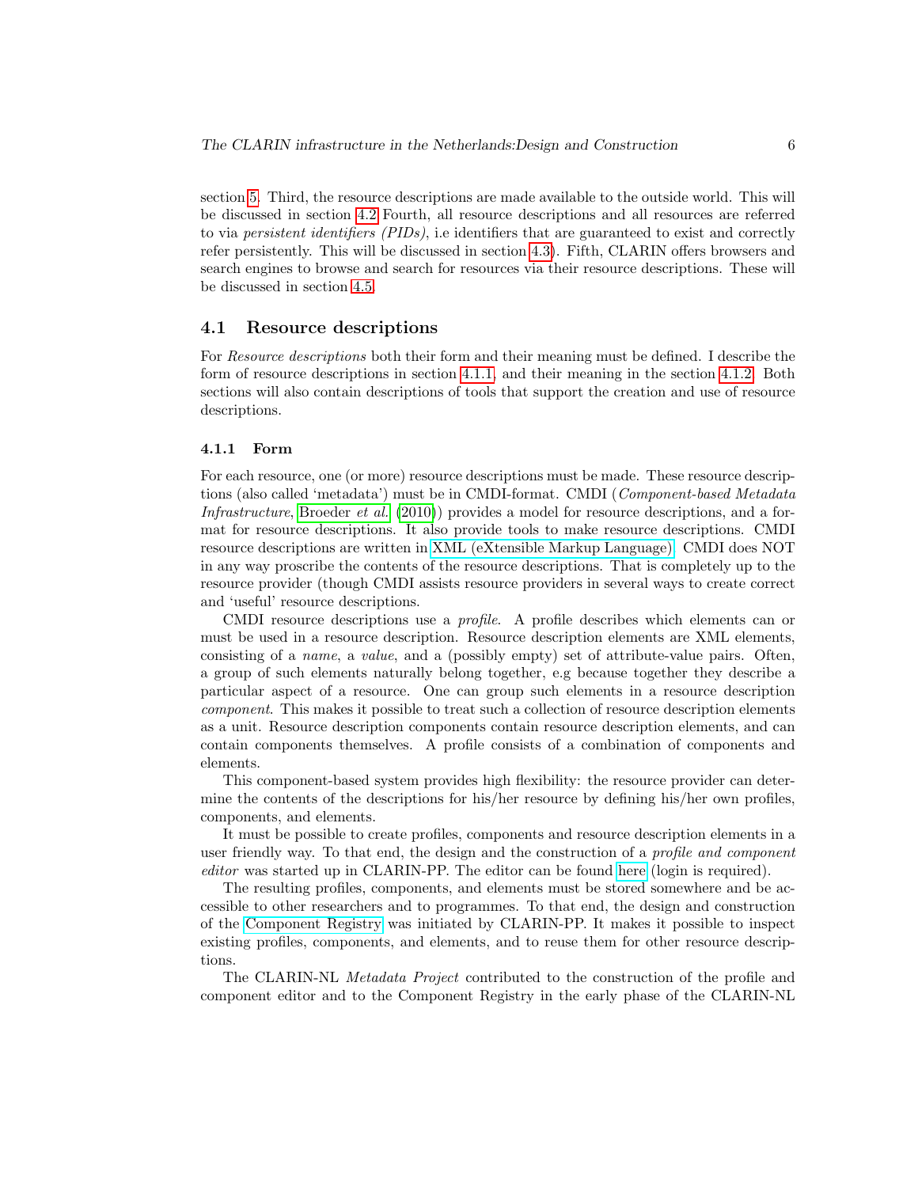section 5. Third, the resource descriptions are made available to the outside world. This will be discussed in section 4.2 Fourth, all resource descriptions and all resources are referred to via *persistent identifiers (PIDs)*, i.e identifiers that are guaranteed to exist and correctly refer persistently. This will be discussed in section 4.3). Fifth, CLARIN offers browsers and search engines to browse and search for resources via their resource descriptions. These will be discussed in section 4.5.

## 4.1 Resource descriptions

For *Resource descriptions* both their form and their meaning must be defined. I describe the form of resource descriptions in section 4.1.1. and their meaning in the section 4.1.2. Both sections will also contain descriptions of tools that support the creation and use of resource descriptions.

### 4.1.1 Form

For each resource, one (or more) resource descriptions must be made. These resource descriptions (also called 'metadata') must be in CMDI-format. CMDI (*Component-based Metadata Infrastructure*, Broeder *et al.* (2010)) provides a model for resource descriptions, and a format for resource descriptions. It also provide tools to make resource descriptions. CMDI resource descriptions are written in XML (eXtensible Markup Language). CMDI does NOT in any way proscribe the contents of the resource descriptions. That is completely up to the resource provider (though CMDI assists resource providers in several ways to create correct and 'useful' resource descriptions.

CMDI resource descriptions use a *profile*. A profile describes which elements can or must be used in a resource description. Resource description elements are XML elements, consisting of a *name*, a *value*, and a (possibly empty) set of attribute-value pairs. Often, a group of such elements naturally belong together, e.g because together they describe a particular aspect of a resource. One can group such elements in a resource description *component*. This makes it possible to treat such a collection of resource description elements as a unit. Resource description components contain resource description elements, and can contain components themselves. A profile consists of a combination of components and elements.

This component-based system provides high flexibility: the resource provider can determine the contents of the descriptions for his/her resource by defining his/her own profiles, components, and elements.

It must be possible to create profiles, components and resource description elements in a user friendly way. To that end, the design and the construction of a *profile and component editor* was started up in CLARIN-PP. The editor can be found here (login is required).

The resulting profiles, components, and elements must be stored somewhere and be accessible to other researchers and to programmes. To that end, the design and construction of the Component Registry was initiated by CLARIN-PP. It makes it possible to inspect existing profiles, components, and elements, and to reuse them for other resource descriptions.

The CLARIN-NL *Metadata Project* contributed to the construction of the profile and component editor and to the Component Registry in the early phase of the CLARIN-NL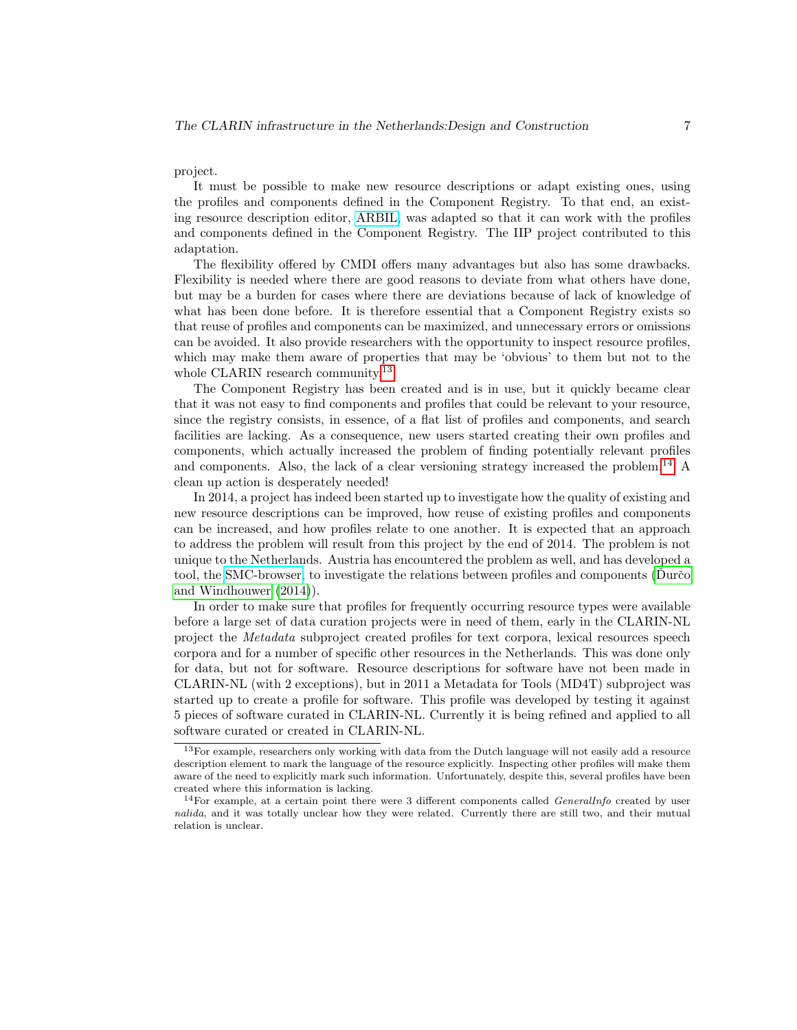project.

It must be possible to make new resource descriptions or adapt existing ones, using the profiles and components defined in the Component Registry. To that end, an existing resource description editor, ARBIL, was adapted so that it can work with the profiles and components defined in the Component Registry. The IIP project contributed to this adaptation.

The flexibility offered by CMDI offers many advantages but also has some drawbacks. Flexibility is needed where there are good reasons to deviate from what others have done, but may be a burden for cases where there are deviations because of lack of knowledge of what has been done before. It is therefore essential that a Component Registry exists so that reuse of profiles and components can be maximized, and unnecessary errors or omissions can be avoided. It also provide researchers with the opportunity to inspect resource profiles, which may make them aware of properties that may be 'obvious' to them but not to the whole CLARIN research community.[13]

The Component Registry has been created and is in use, but it quickly became clear that it was not easy to find components and profiles that could be relevant to your resource, since the registry consists, in essence, of a flat list of profiles and components, and search facilities are lacking. As a consequence, new users started creating their own profiles and components, which actually increased the problem of finding potentially relevant profiles and components. Also, the lack of a clear versioning strategy increased the problem.[14] A clean up action is desperately needed!

In 2014, a project has indeed been started up to investigate how the quality of existing and new resource descriptions can be improved, how reuse of existing profiles and components can be increased, and how profiles relate to one another. It is expected that an approach to address the problem will result from this project by the end of 2014. The problem is not unique to the Netherlands. Austria has encountered the problem as well, and has developed a tool, the SMC-browser, to investigate the relations between profiles and components (Ďurčo and Windhouwer (2014)).

In order to make sure that profiles for frequently occurring resource types were available before a large set of data curation projects were in need of them, early in the CLARIN-NL project the *Metadata* subproject created profiles for text corpora, lexical resources speech corpora and for a number of specific other resources in the Netherlands. This was done only for data, but not for software. Resource descriptions for software have not been made in CLARIN-NL (with 2 exceptions), but in 2011 a Metadata for Tools (MD4T) subproject was started up to create a profile for software. This profile was developed by testing it against 5 pieces of software curated in CLARIN-NL. Currently it is being refined and applied to all software curated or created in CLARIN-NL.

[13] For example, researchers only working with data from the Dutch language will not easily add a resource description element to mark the language of the resource explicitly. Inspecting other profiles will make them aware of the need to explicitly mark such information. Unfortunately, despite this, several profiles have been created where this information is lacking.

[14] For example, at a certain point there were 3 different components called *GeneralInfo* created by user *nalida*, and it was totally unclear how they were related. Currently there are still two, and their mutual relation is unclear.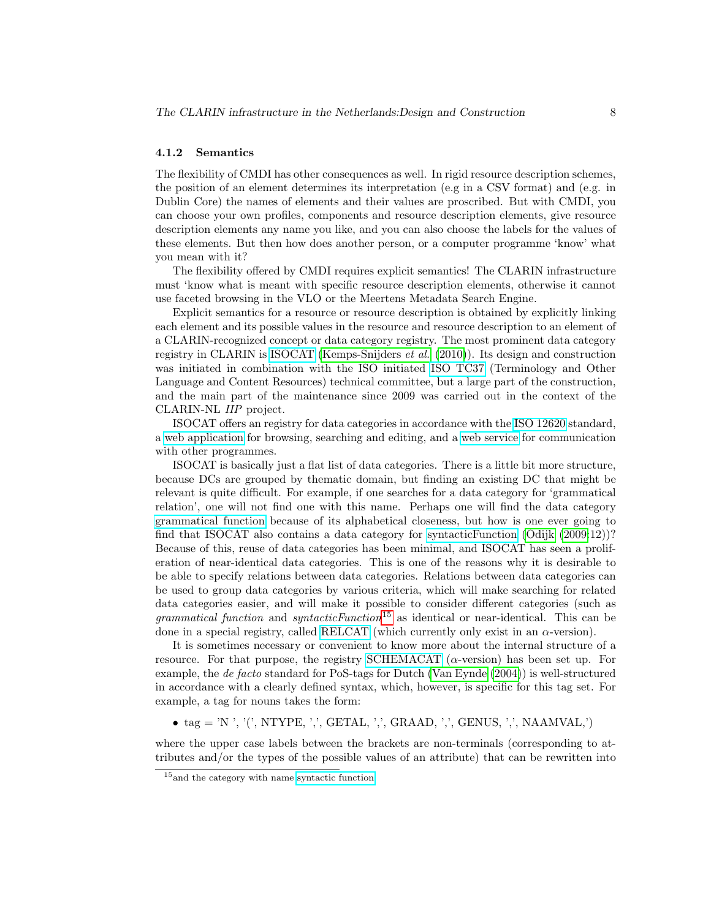### 4.1.2 Semantics

The flexibility of CMDI has other consequences as well. In rigid resource description schemes, the position of an element determines its interpretation (e.g in a CSV format) and (e.g. in Dublin Core) the names of elements and their values are proscribed. But with CMDI, you can choose your own profiles, components and resource description elements, give resource description elements any name you like, and you can also choose the labels for the values of these elements. But then how does another person, or a computer programme 'know' what you mean with it?

The flexibility offered by CMDI requires explicit semantics! The CLARIN infrastructure must 'know what is meant with specific resource description elements, otherwise it cannot use faceted browsing in the VLO or the Meertens Metadata Search Engine.

Explicit semantics for a resource or resource description is obtained by explicitly linking each element and its possible values in the resource and resource description to an element of a CLARIN-recognized concept or data category registry. The most prominent data category registry in CLARIN is ISOCAT (Kemps-Snijders *et al.* (2010)). Its design and construction was initiated in combination with the ISO initiated ISO TC37 (Terminology and Other Language and Content Resources) technical committee, but a large part of the construction, and the main part of the maintenance since 2009 was carried out in the context of the CLARIN-NL *IIP* project.

ISOCAT offers an registry for data categories in accordance with the ISO 12620 standard, a web application for browsing, searching and editing, and a web service for communication with other programmes.

ISOCAT is basically just a flat list of data categories. There is a little bit more structure, because DCs are grouped by thematic domain, but finding an existing DC that might be relevant is quite difficult. For example, if one searches for a data category for 'grammatical relation', one will not find one with this name. Perhaps one will find the data category grammatical function because of its alphabetical closeness, but how is one ever going to find that ISOCAT also contains a data category for syntacticFunction (Odijk (2009:12))? Because of this, reuse of data categories has been minimal, and ISOCAT has seen a proliferation of near-identical data categories. This is one of the reasons why it is desirable to be able to specify relations between data categories. Relations between data categories can be used to group data categories by various criteria, which will make searching for related data categories easier, and will make it possible to consider different categories (such as *grammatical function* and *syntacticFunction*[15] as identical or near-identical. This can be done in a special registry, called RELCAT (which currently only exist in an $\alpha$-version).

It is sometimes necessary or convenient to know more about the internal structure of a resource. For that purpose, the registry SCHEMACAT ($\alpha$-version) has been set up. For example, the *de facto* standard for PoS-tags for Dutch (Van Eynde (2004)) is well-structured in accordance with a clearly defined syntax, which, however, is specific for this tag set. For example, a tag for nouns takes the form:

- tag = 'N ', '(', NTYPE, ',', GETAL, ',', GRAAD, ',', GENUS, ',', NAAMVAL,')

where the upper case labels between the brackets are non-terminals (corresponding to attributes and/or the types of the possible values of an attribute) that can be rewritten into

[15] and the category with name syntactic function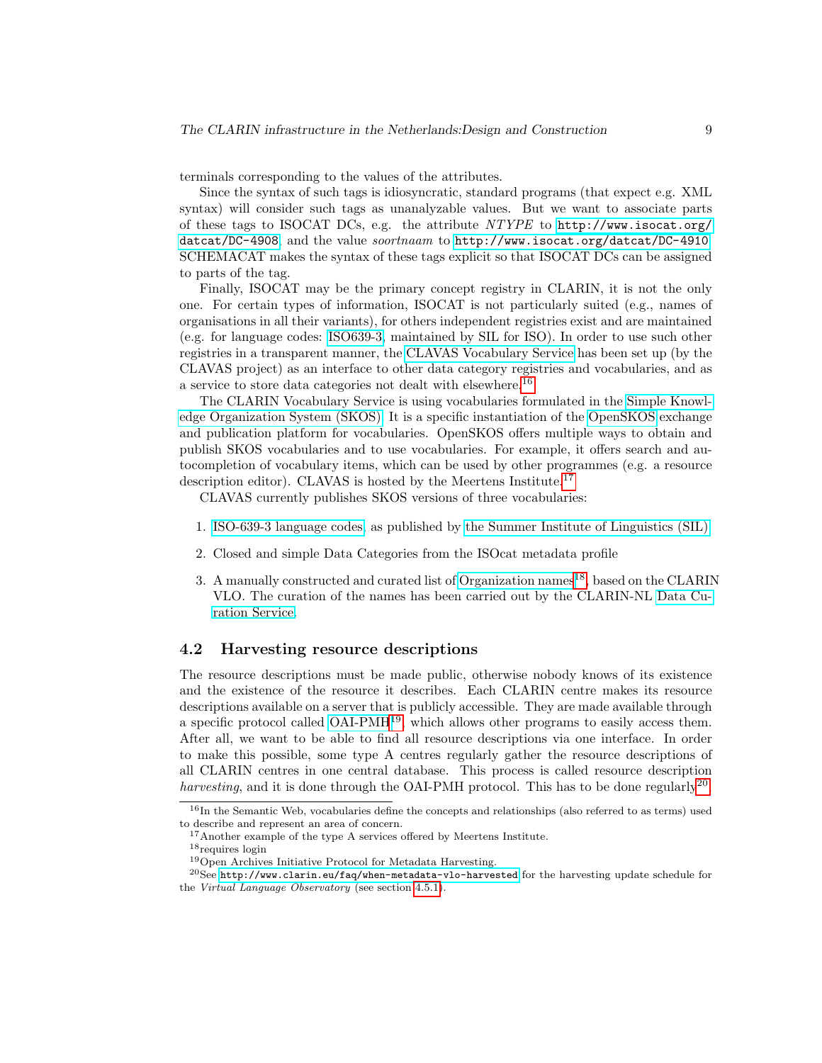terminals corresponding to the values of the attributes.

Since the syntax of such tags is idiosyncratic, standard programs (that expect e.g. XML syntax) will consider such tags as unanalyzable values. But we want to associate parts of these tags to ISOCAT DCs, e.g. the attribute *NTYPE* to `http://www.isocat.org/datcat/DC-4908`, and the value *soortnaam* to `http://www.isocat.org/datcat/DC-4910`. SCHEMACAT makes the syntax of these tags explicit so that ISOCAT DCs can be assigned to parts of the tag.

Finally, ISOCAT may be the primary concept registry in CLARIN, it is not the only one. For certain types of information, ISOCAT is not particularly suited (e.g., names of organisations in all their variants), for others independent registries exist and are maintained (e.g. for language codes: ISO639-3, maintained by SIL for ISO). In order to use such other registries in a transparent manner, the CLAVAS Vocabulary Service has been set up (by the CLAVAS project) as an interface to other data category registries and vocabularies, and as a service to store data categories not dealt with elsewhere.[16]

The CLARIN Vocabulary Service is using vocabularies formulated in the Simple Knowledge Organization System (SKOS). It is a specific instantiation of the OpenSKOS exchange and publication platform for vocabularies. OpenSKOS offers multiple ways to obtain and publish SKOS vocabularies and to use vocabularies. For example, it offers search and autocompletion of vocabulary items, which can be used by other programmes (e.g. a resource description editor). CLAVAS is hosted by the Meertens Institute.[17]

CLAVAS currently publishes SKOS versions of three vocabularies:

1. ISO-639-3 language codes, as published by the Summer Institute of Linguistics (SIL)
2. Closed and simple Data Categories from the ISOcat metadata profile
3. A manually constructed and curated list of Organization names[18], based on the CLARIN VLO. The curation of the names has been carried out by the CLARIN-NL Data Curation Service.

## 4.2 Harvesting resource descriptions

The resource descriptions must be made public, otherwise nobody knows of its existence and the existence of the resource it describes. Each CLARIN centre makes its resource descriptions available on a server that is publicly accessible. They are made available through a specific protocol called OAI-PMH[19], which allows other programs to easily access them. After all, we want to be able to find all resource descriptions via one interface. In order to make this possible, some type A centres regularly gather the resource descriptions of all CLARIN centres in one central database. This process is called resource description *harvesting*, and it is done through the OAI-PMH protocol. This has to be done regularly[20].

---

[16] In the Semantic Web, vocabularies define the concepts and relationships (also referred to as terms) used to describe and represent an area of concern.

[17] Another example of the type A services offered by Meertens Institute.

[18] requires login

[19] Open Archives Initiative Protocol for Metadata Harvesting.

[20] See `http://www.clarin.eu/faq/when-metadata-vlo-harvested` for the harvesting update schedule for the *Virtual Language Observatory* (see section 4.5.1).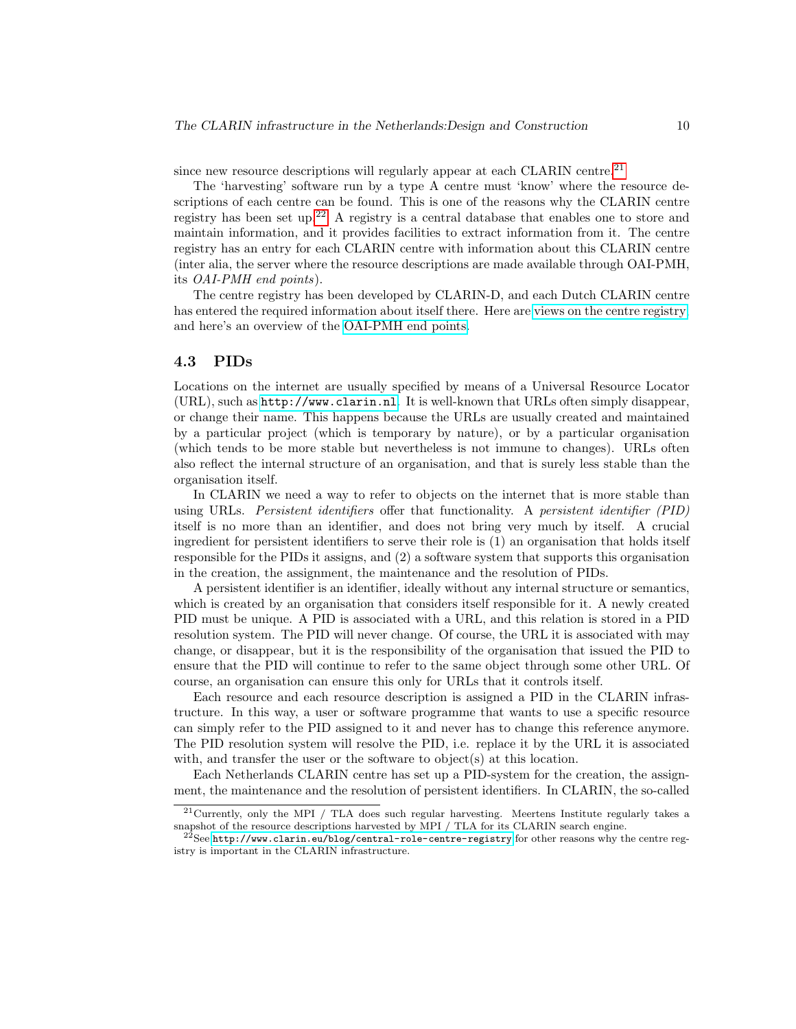since new resource descriptions will regularly appear at each CLARIN centre.[21]

The 'harvesting' software run by a type A centre must 'know' where the resource descriptions of each centre can be found. This is one of the reasons why the CLARIN centre registry has been set up.[22] A registry is a central database that enables one to store and maintain information, and it provides facilities to extract information from it. The centre registry has an entry for each CLARIN centre with information about this CLARIN centre (inter alia, the server where the resource descriptions are made available through OAI-PMH, its *OAI-PMH end points*).

The centre registry has been developed by CLARIN-D, and each Dutch CLARIN centre has entered the required information about itself there. Here are views on the centre registry and here's an overview of the OAI-PMH end points.

### 4.3 PIDs

Locations on the internet are usually specified by means of a Universal Resource Locator (URL), such as `http://www.clarin.nl`. It is well-known that URLs often simply disappear, or change their name. This happens because the URLs are usually created and maintained by a particular project (which is temporary by nature), or by a particular organisation (which tends to be more stable but nevertheless is not immune to changes). URLs often also reflect the internal structure of an organisation, and that is surely less stable than the organisation itself.

In CLARIN we need a way to refer to objects on the internet that is more stable than using URLs. *Persistent identifiers* offer that functionality. A *persistent identifier (PID)* itself is no more than an identifier, and does not bring very much by itself. A crucial ingredient for persistent identifiers to serve their role is (1) an organisation that holds itself responsible for the PIDs it assigns, and (2) a software system that supports this organisation in the creation, the assignment, the maintenance and the resolution of PIDs.

A persistent identifier is an identifier, ideally without any internal structure or semantics, which is created by an organisation that considers itself responsible for it. A newly created PID must be unique. A PID is associated with a URL, and this relation is stored in a PID resolution system. The PID will never change. Of course, the URL it is associated with may change, or disappear, but it is the responsibility of the organisation that issued the PID to ensure that the PID will continue to refer to the same object through some other URL. Of course, an organisation can ensure this only for URLs that it controls itself.

Each resource and each resource description is assigned a PID in the CLARIN infrastructure. In this way, a user or software programme that wants to use a specific resource can simply refer to the PID assigned to it and never has to change this reference anymore. The PID resolution system will resolve the PID, i.e. replace it by the URL it is associated with, and transfer the user or the software to object(s) at this location.

Each Netherlands CLARIN centre has set up a PID-system for the creation, the assignment, the maintenance and the resolution of persistent identifiers. In CLARIN, the so-called

---

[21] Currently, only the MPI / TLA does such regular harvesting. Meertens Institute regularly takes a snapshot of the resource descriptions harvested by MPI / TLA for its CLARIN search engine.

[22] See `http://www.clarin.eu/blog/central-role-centre-registry` for other reasons why the centre registry is important in the CLARIN infrastructure.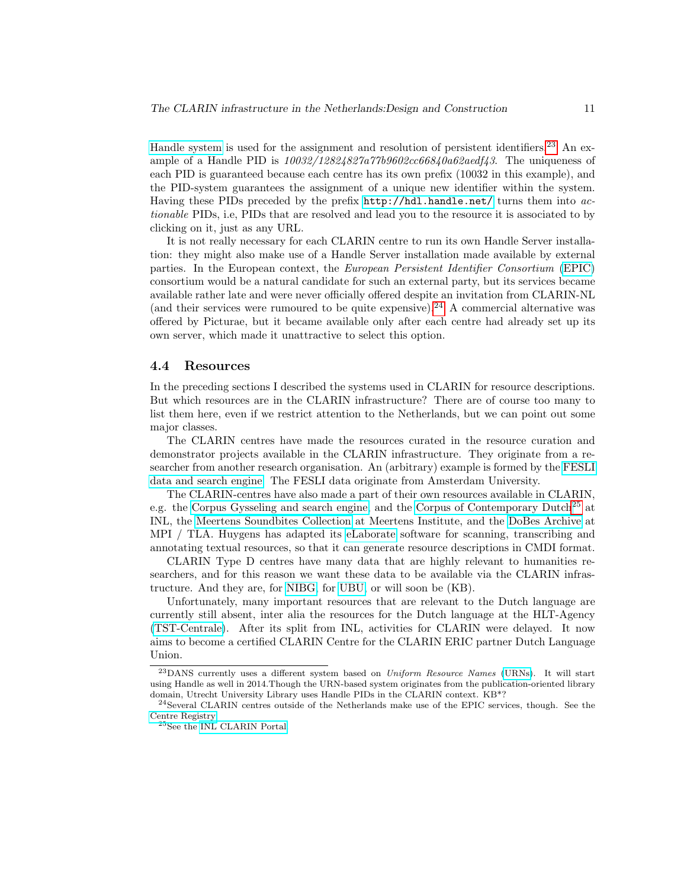Handle system is used for the assignment and resolution of persistent identifiers.[23] An example of a Handle PID is *10032/12824827a77b9602cc66840a62aedf43*. The uniqueness of each PID is guaranteed because each centre has its own prefix (10032 in this example), and the PID-system guarantees the assignment of a unique new identifier within the system. Having these PIDs preceded by the prefix `http://hdl.handle.net/` turns them into *actionable* PIDs, i.e, PIDs that are resolved and lead you to the resource it is associated to by clicking on it, just as any URL.

It is not really necessary for each CLARIN centre to run its own Handle Server installation: they might also make use of a Handle Server installation made available by external parties. In the European context, the *European Persistent Identifier Consortium* (EPIC) consortium would be a natural candidate for such an external party, but its services became available rather late and were never officially offered despite an invitation from CLARIN-NL (and their services were rumoured to be quite expensive).[24] A commercial alternative was offered by Picturae, but it became available only after each centre had already set up its own server, which made it unattractive to select this option.

## 4.4 Resources

In the preceding sections I described the systems used in CLARIN for resource descriptions. But which resources are in the CLARIN infrastructure? There are of course too many to list them here, even if we restrict attention to the Netherlands, but we can point out some major classes.

The CLARIN centres have made the resources curated in the resource curation and demonstrator projects available in the CLARIN infrastructure. They originate from a researcher from another research organisation. An (arbitrary) example is formed by the FESLI data and search engine. The FESLI data originate from Amsterdam University.

The CLARIN-centres have also made a part of their own resources available in CLARIN, e.g. the Corpus Gysseling and search engine, and the Corpus of Contemporary Dutch[25] at INL, the Meertens Soundbites Collection at Meertens Institute, and the DoBes Archive at MPI / TLA. Huygens has adapted its eLaborate software for scanning, transcribing and annotating textual resources, so that it can generate resource descriptions in CMDI format.

CLARIN Type D centres have many data that are highly relevant to humanities researchers, and for this reason we want these data to be available via the CLARIN infrastructure. And they are, for NIBG, for UBU, or will soon be (KB).

Unfortunately, many important resources that are relevant to the Dutch language are currently still absent, inter alia the resources for the Dutch language at the HLT-Agency (TST-Centrale). After its split from INL, activities for CLARIN were delayed. It now aims to become a certified CLARIN Centre for the CLARIN ERIC partner Dutch Language Union.

---

[23] DANS currently uses a different system based on *Uniform Resource Names* (URNs). It will start using Handle as well in 2014.Though the URN-based system originates from the publication-oriented library domain, Utrecht University Library uses Handle PIDs in the CLARIN context. KB*?

[24] Several CLARIN centres outside of the Netherlands make use of the EPIC services, though. See the Centre Registry.

[25] See the INL CLARIN Portal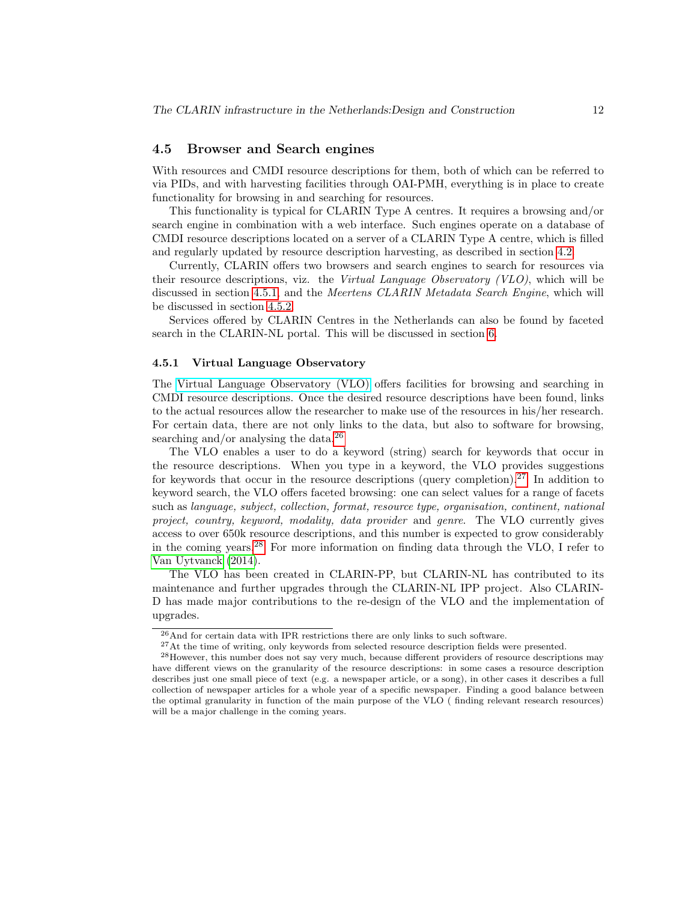## 4.5 Browser and Search engines

With resources and CMDI resource descriptions for them, both of which can be referred to via PIDs, and with harvesting facilities through OAI-PMH, everything is in place to create functionality for browsing in and searching for resources.

This functionality is typical for CLARIN Type A centres. It requires a browsing and/or search engine in combination with a web interface. Such engines operate on a database of CMDI resource descriptions located on a server of a CLARIN Type A centre, which is filled and regularly updated by resource description harvesting, as described in section 4.2.

Currently, CLARIN offers two browsers and search engines to search for resources via their resource descriptions, viz. the *Virtual Language Observatory (VLO)*, which will be discussed in section 4.5.1, and the *Meertens CLARIN Metadata Search Engine*, which will be discussed in section 4.5.2.

Services offered by CLARIN Centres in the Netherlands can also be found by faceted search in the CLARIN-NL portal. This will be discussed in section 6.

### 4.5.1 Virtual Language Observatory

The Virtual Language Observatory (VLO) offers facilities for browsing and searching in CMDI resource descriptions. Once the desired resource descriptions have been found, links to the actual resources allow the researcher to make use of the resources in his/her research. For certain data, there are not only links to the data, but also to software for browsing, searching and/or analysing the data.[26]

The VLO enables a user to do a keyword (string) search for keywords that occur in the resource descriptions. When you type in a keyword, the VLO provides suggestions for keywords that occur in the resource descriptions (query completion).[27] In addition to keyword search, the VLO offers faceted browsing: one can select values for a range of facets such as *language, subject, collection, format, resource type, organisation, continent, national project, country, keyword, modality, data provider* and *genre*. The VLO currently gives access to over 650k resource descriptions, and this number is expected to grow considerably in the coming years.[28] For more information on finding data through the VLO, I refer to Van Uytvanck (2014).

The VLO has been created in CLARIN-PP, but CLARIN-NL has contributed to its maintenance and further upgrades through the CLARIN-NL IPP project. Also CLARIN-D has made major contributions to the re-design of the VLO and the implementation of upgrades.

---

[26] And for certain data with IPR restrictions there are only links to such software.

[27] At the time of writing, only keywords from selected resource description fields were presented.

[28] However, this number does not say very much, because different providers of resource descriptions may have different views on the granularity of the resource descriptions: in some cases a resource description describes just one small piece of text (e.g. a newspaper article, or a song), in other cases it describes a full collection of newspaper articles for a whole year of a specific newspaper. Finding a good balance between the optimal granularity in function of the main purpose of the VLO ( finding relevant research resources) will be a major challenge in the coming years.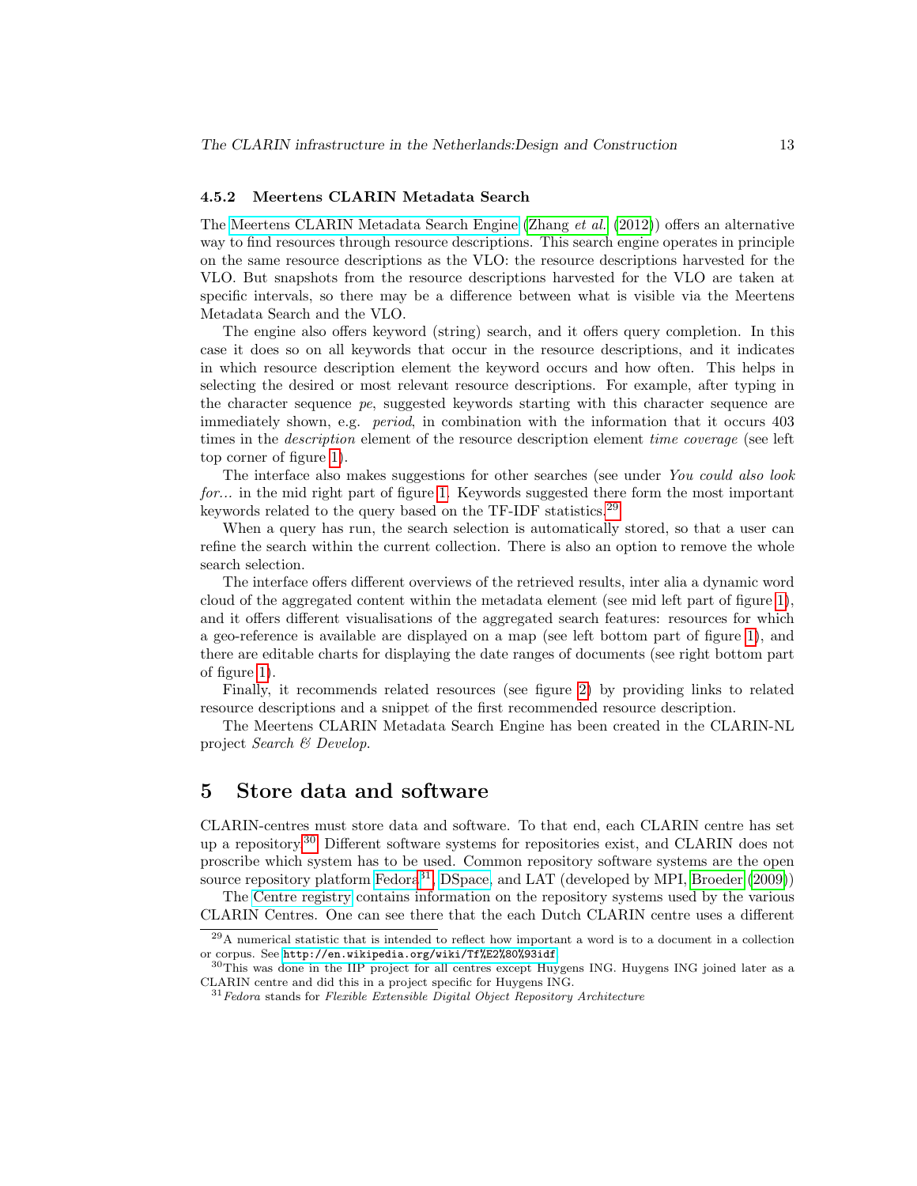### 4.5.2 Meertens CLARIN Metadata Search

The Meertens CLARIN Metadata Search Engine (Zhang *et al.* (2012)) offers an alternative way to find resources through resource descriptions. This search engine operates in principle on the same resource descriptions as the VLO: the resource descriptions harvested for the VLO. But snapshots from the resource descriptions harvested for the VLO are taken at specific intervals, so there may be a difference between what is visible via the Meertens Metadata Search and the VLO.

The engine also offers keyword (string) search, and it offers query completion. In this case it does so on all keywords that occur in the resource descriptions, and it indicates in which resource description element the keyword occurs and how often. This helps in selecting the desired or most relevant resource descriptions. For example, after typing in the character sequence *pe*, suggested keywords starting with this character sequence are immediately shown, e.g. *period*, in combination with the information that it occurs 403 times in the *description* element of the resource description element *time coverage* (see left top corner of figure 1).

The interface also makes suggestions for other searches (see under *You could also look for...* in the mid right part of figure 1. Keywords suggested there form the most important keywords related to the query based on the TF-IDF statistics.[29]

When a query has run, the search selection is automatically stored, so that a user can refine the search within the current collection. There is also an option to remove the whole search selection.

The interface offers different overviews of the retrieved results, inter alia a dynamic word cloud of the aggregated content within the metadata element (see mid left part of figure 1), and it offers different visualisations of the aggregated search features: resources for which a geo-reference is available are displayed on a map (see left bottom part of figure 1), and there are editable charts for displaying the date ranges of documents (see right bottom part of figure 1).

Finally, it recommends related resources (see figure 2) by providing links to related resource descriptions and a snippet of the first recommended resource description.

The Meertens CLARIN Metadata Search Engine has been created in the CLARIN-NL project *Search & Develop*.

## 5 Store data and software

CLARIN-centres must store data and software. To that end, each CLARIN centre has set up a repository.[30] Different software systems for repositories exist, and CLARIN does not proscribe which system has to be used. Common repository software systems are the open source repository platform Fedora[31], DSpace, and LAT (developed by MPI, Broeder (2009))

The Centre registry contains information on the repository systems used by the various CLARIN Centres. One can see there that the each Dutch CLARIN centre uses a different

[29] A numerical statistic that is intended to reflect how important a word is to a document in a collection or corpus. See http://en.wikipedia.org/wiki/Tf%E2%80%93idf

[30] This was done in the IIP project for all centres except Huygens ING. Huygens ING joined later as a CLARIN centre and did this in a project specific for Huygens ING.

[31] *Fedora* stands for *Flexible Extensible Digital Object Repository Architecture*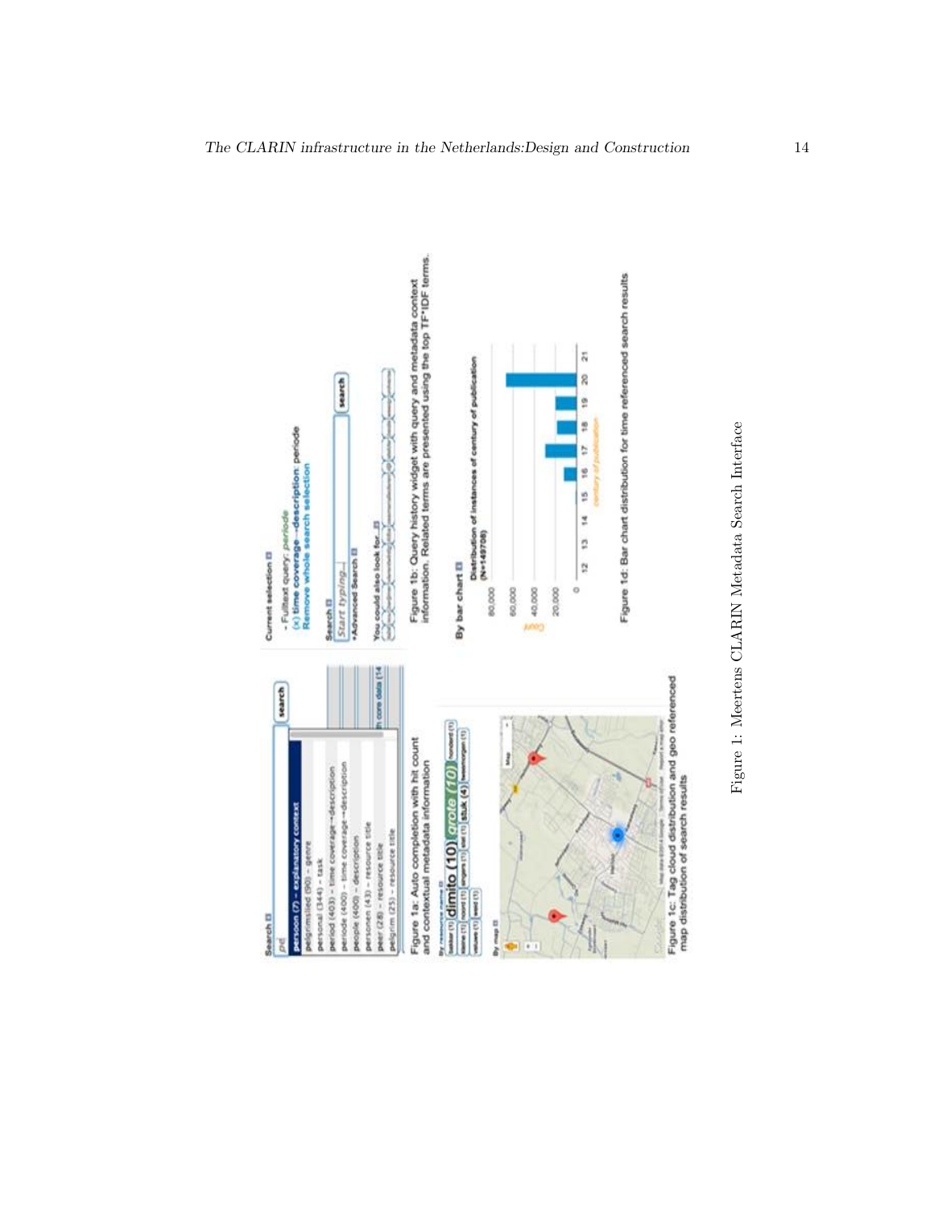Figure 1a: Auto completion with hit count and contextual metadata information

Figure 1b: Query history widget with query and metadata context information. Related terms are presented using the top TF*IDF terms.

Figure 1c: Tag cloud distribution and geo referenced map distribution of search results

Figure 1d: Bar chart distribution for time referenced search results

Figure 1: Meertens CLARIN Metadata Search Interface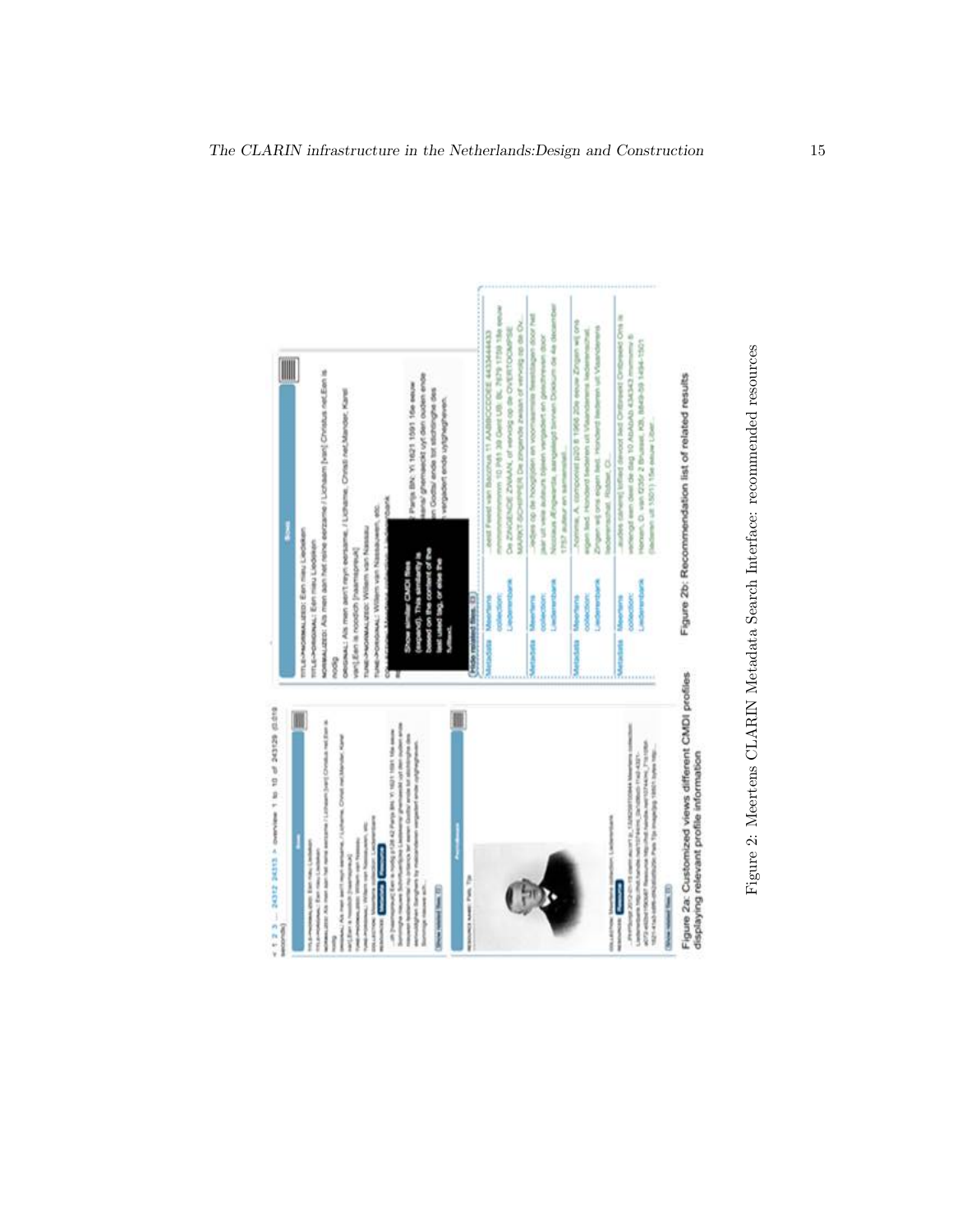Figure 2a: Customized views different CMDI profiles displaying relevant profile information

Figure 2b: Recommendation list of related results

Figure 2: Meertens CLARIN Metadata Search Interface: recommended resources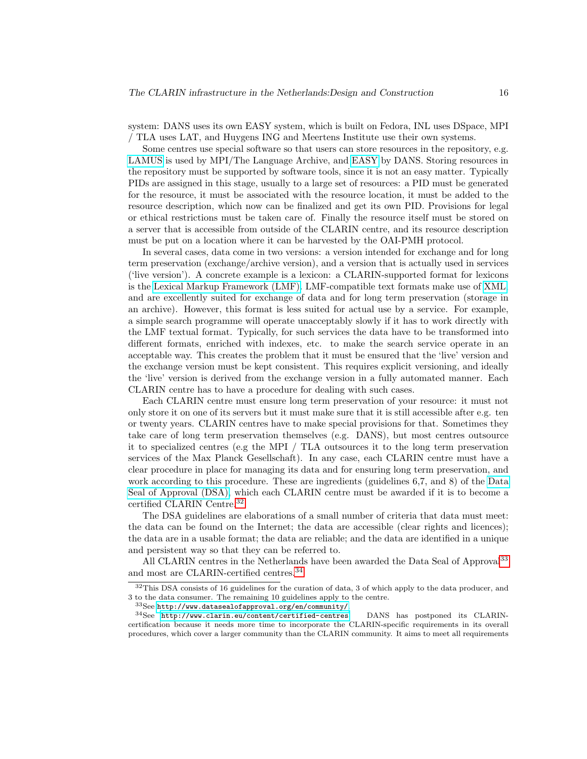system: DANS uses its own EASY system, which is built on Fedora, INL uses DSpace, MPI / TLA uses LAT, and Huygens ING and Meertens Institute use their own systems.

Some centres use special software so that users can store resources in the repository, e.g. LAMUS is used by MPI/The Language Archive, and EASY by DANS. Storing resources in the repository must be supported by software tools, since it is not an easy matter. Typically PIDs are assigned in this stage, usually to a large set of resources: a PID must be generated for the resource, it must be associated with the resource location, it must be added to the resource description, which now can be finalized and get its own PID. Provisions for legal or ethical restrictions must be taken care of. Finally the resource itself must be stored on a server that is accessible from outside of the CLARIN centre, and its resource description must be put on a location where it can be harvested by the OAI-PMH protocol.

In several cases, data come in two versions: a version intended for exchange and for long term preservation (exchange/archive version), and a version that is actually used in services ('live version'). A concrete example is a lexicon: a CLARIN-supported format for lexicons is the Lexical Markup Framework (LMF). LMF-compatible text formats make use of XML and are excellently suited for exchange of data and for long term preservation (storage in an archive). However, this format is less suited for actual use by a service. For example, a simple search programme will operate unacceptably slowly if it has to work directly with the LMF textual format. Typically, for such services the data have to be transformed into different formats, enriched with indexes, etc. to make the search service operate in an acceptable way. This creates the problem that it must be ensured that the 'live' version and the exchange version must be kept consistent. This requires explicit versioning, and ideally the 'live' version is derived from the exchange version in a fully automated manner. Each CLARIN centre has to have a procedure for dealing with such cases.

Each CLARIN centre must ensure long term preservation of your resource: it must not only store it on one of its servers but it must make sure that it is still accessible after e.g. ten or twenty years. CLARIN centres have to make special provisions for that. Sometimes they take care of long term preservation themselves (e.g. DANS), but most centres outsource it to specialized centres (e.g the MPI / TLA outsources it to the long term preservation services of the Max Planck Gesellschaft). In any case, each CLARIN centre must have a clear procedure in place for managing its data and for ensuring long term preservation, and work according to this procedure. These are ingredients (guidelines 6,7, and 8) of the Data Seal of Approval (DSA), which each CLARIN centre must be awarded if it is to become a certified CLARIN Centre.[32]

The DSA guidelines are elaborations of a small number of criteria that data must meet: the data can be found on the Internet; the data are accessible (clear rights and licences); the data are in a usable format; the data are reliable; and the data are identified in a unique and persistent way so that they can be referred to.

All CLARIN centres in the Netherlands have been awarded the Data Seal of Approval[33] and most are CLARIN-certified centres.[34]

[32] This DSA consists of 16 guidelines for the curation of data, 3 of which apply to the data producer, and 3 to the data consumer. The remaining 10 guidelines apply to the centre.

[33] See `http://www.datasealofapproval.org/en/community/`.

[34] See `http://www.clarin.eu/content/certified-centres`. DANS has postponed its CLARIN-certification because it needs more time to incorporate the CLARIN-specific requirements in its overall procedures, which cover a larger community than the CLARIN community. It aims to meet all requirements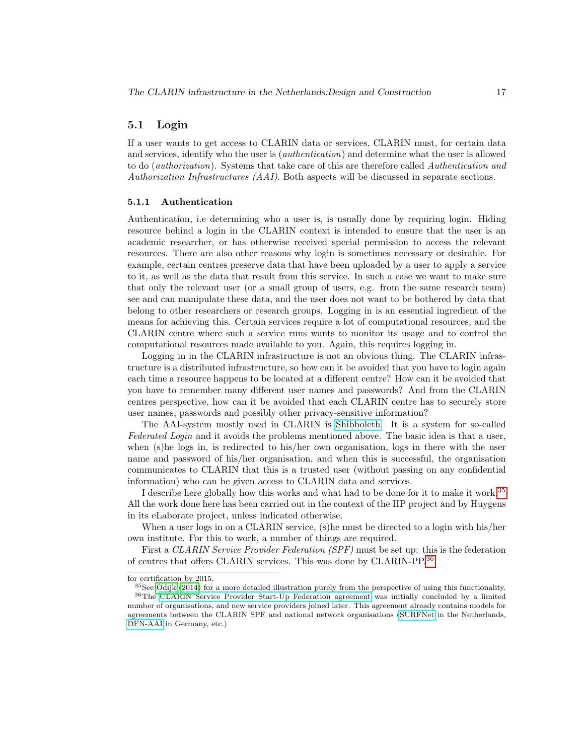## 5.1 Login

If a user wants to get access to CLARIN data or services, CLARIN must, for certain data and services, identify who the user is (*authentication*) and determine what the user is allowed to do (*authorization*). Systems that take care of this are therefore called *Authentication and Authorization Infrastructures (AAI)*. Both aspects will be discussed in separate sections.

### 5.1.1 Authentication

Authentication, i.e determining who a user is, is usually done by requiring login. Hiding resource behind a login in the CLARIN context is intended to ensure that the user is an academic researcher, or has otherwise received special permission to access the relevant resources. There are also other reasons why login is sometimes necessary or desirable. For example, certain centres preserve data that have been uploaded by a user to apply a service to it, as well as the data that result from this service. In such a case we want to make sure that only the relevant user (or a small group of users, e.g. from the same research team) see and can manipulate these data, and the user does not want to be bothered by data that belong to other researchers or research groups. Logging in is an essential ingredient of the means for achieving this. Certain services require a lot of computational resources, and the CLARIN centre where such a service runs wants to monitor its usage and to control the computational resources made available to you. Again, this requires logging in.

Logging in in the CLARIN infrastructure is not an obvious thing. The CLARIN infrastructure is a distributed infrastructure, so how can it be avoided that you have to login again each time a resource happens to be located at a different centre? How can it be avoided that you have to remember many different user names and passwords? And from the CLARIN centres perspective, how can it be avoided that each CLARIN centre has to securely store user names, passwords and possibly other privacy-sensitive information?

The AAI-system mostly used in CLARIN is Shibboleth. It is a system for so-called *Federated Login* and it avoids the problems mentioned above. The basic idea is that a user, when (s)he logs in, is redirected to his/her own organisation, logs in there with the user name and password of his/her organisation, and when this is successful, the organisation communicates to CLARIN that this is a trusted user (without passing on any confidential information) who can be given access to CLARIN data and services.

I describe here globally how this works and what had to be done for it to make it work.[35] All the work done here has been carried out in the context of the IIP project and by Huygens in its eLaborate project, unless indicated otherwise.

When a user logs in on a CLARIN service, (s)he must be directed to a login with his/her own institute. For this to work, a number of things are required.

First a *CLARIN Service Provider Federation (SPF)* must be set up: this is the federation of centres that offers CLARIN services. This was done by CLARIN-PP.[36]

---

for certification by 2015.

[35] See Odijk (2014) for a more detailed illustration purely from the perspective of using this functionality.

[36] The CLARIN Service Provider Start-Up Federation agreement was initially concluded by a limited number of organisations, and new service providers joined later. This agreement already contains models for agreements between the CLARIN SPF and national network organisations (SURFNet in the Netherlands, DFN-AAI in Germany, etc.)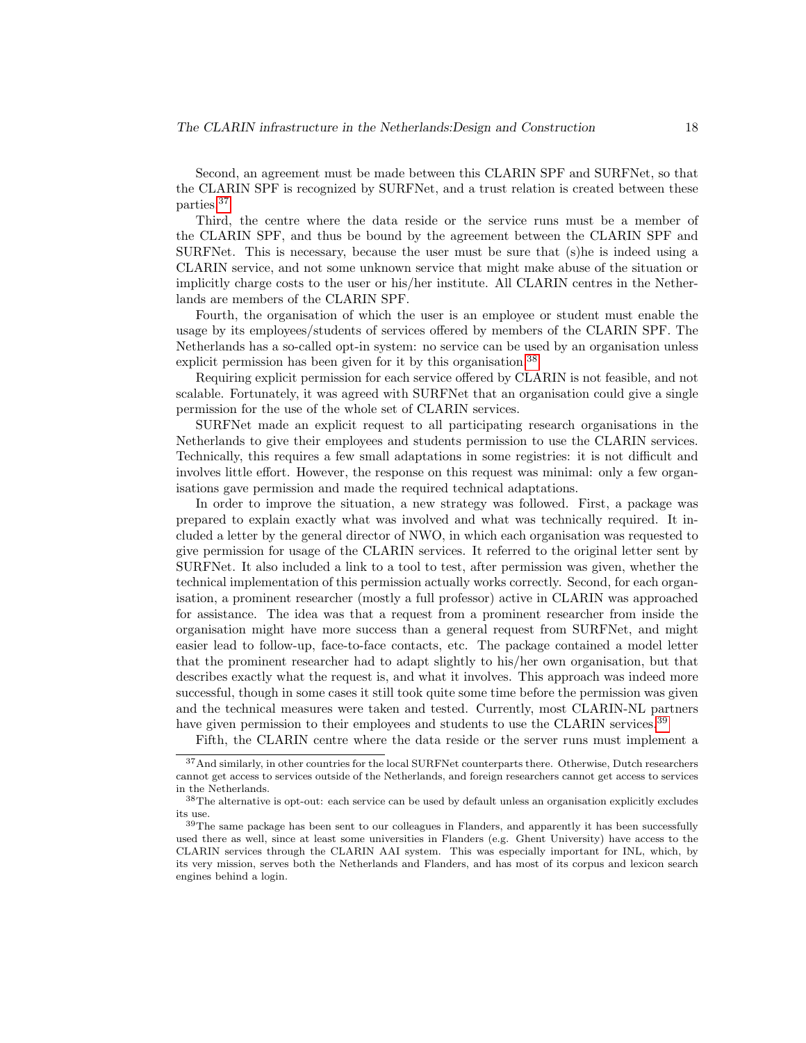Second, an agreement must be made between this CLARIN SPF and SURFNet, so that the CLARIN SPF is recognized by SURFNet, and a trust relation is created between these parties.[37]

Third, the centre where the data reside or the service runs must be a member of the CLARIN SPF, and thus be bound by the agreement between the CLARIN SPF and SURFNet. This is necessary, because the user must be sure that (s)he is indeed using a CLARIN service, and not some unknown service that might make abuse of the situation or implicitly charge costs to the user or his/her institute. All CLARIN centres in the Netherlands are members of the CLARIN SPF.

Fourth, the organisation of which the user is an employee or student must enable the usage by its employees/students of services offered by members of the CLARIN SPF. The Netherlands has a so-called opt-in system: no service can be used by an organisation unless explicit permission has been given for it by this organisation.[38]

Requiring explicit permission for each service offered by CLARIN is not feasible, and not scalable. Fortunately, it was agreed with SURFNet that an organisation could give a single permission for the use of the whole set of CLARIN services.

SURFNet made an explicit request to all participating research organisations in the Netherlands to give their employees and students permission to use the CLARIN services. Technically, this requires a few small adaptations in some registries: it is not difficult and involves little effort. However, the response on this request was minimal: only a few organisations gave permission and made the required technical adaptations.

In order to improve the situation, a new strategy was followed. First, a package was prepared to explain exactly what was involved and what was technically required. It included a letter by the general director of NWO, in which each organisation was requested to give permission for usage of the CLARIN services. It referred to the original letter sent by SURFNet. It also included a link to a tool to test, after permission was given, whether the technical implementation of this permission actually works correctly. Second, for each organisation, a prominent researcher (mostly a full professor) active in CLARIN was approached for assistance. The idea was that a request from a prominent researcher from inside the organisation might have more success than a general request from SURFNet, and might easier lead to follow-up, face-to-face contacts, etc. The package contained a model letter that the prominent researcher had to adapt slightly to his/her own organisation, but that describes exactly what the request is, and what it involves. This approach was indeed more successful, though in some cases it still took quite some time before the permission was given and the technical measures were taken and tested. Currently, most CLARIN-NL partners have given permission to their employees and students to use the CLARIN services.[39]

Fifth, the CLARIN centre where the data reside or the server runs must implement a

---

[37] And similarly, in other countries for the local SURFNet counterparts there. Otherwise, Dutch researchers cannot get access to services outside of the Netherlands, and foreign researchers cannot get access to services in the Netherlands.

[38] The alternative is opt-out: each service can be used by default unless an organisation explicitly excludes its use.

[39] The same package has been sent to our colleagues in Flanders, and apparently it has been successfully used there as well, since at least some universities in Flanders (e.g. Ghent University) have access to the CLARIN services through the CLARIN AAI system. This was especially important for INL, which, by its very mission, serves both the Netherlands and Flanders, and has most of its corpus and lexicon search engines behind a login.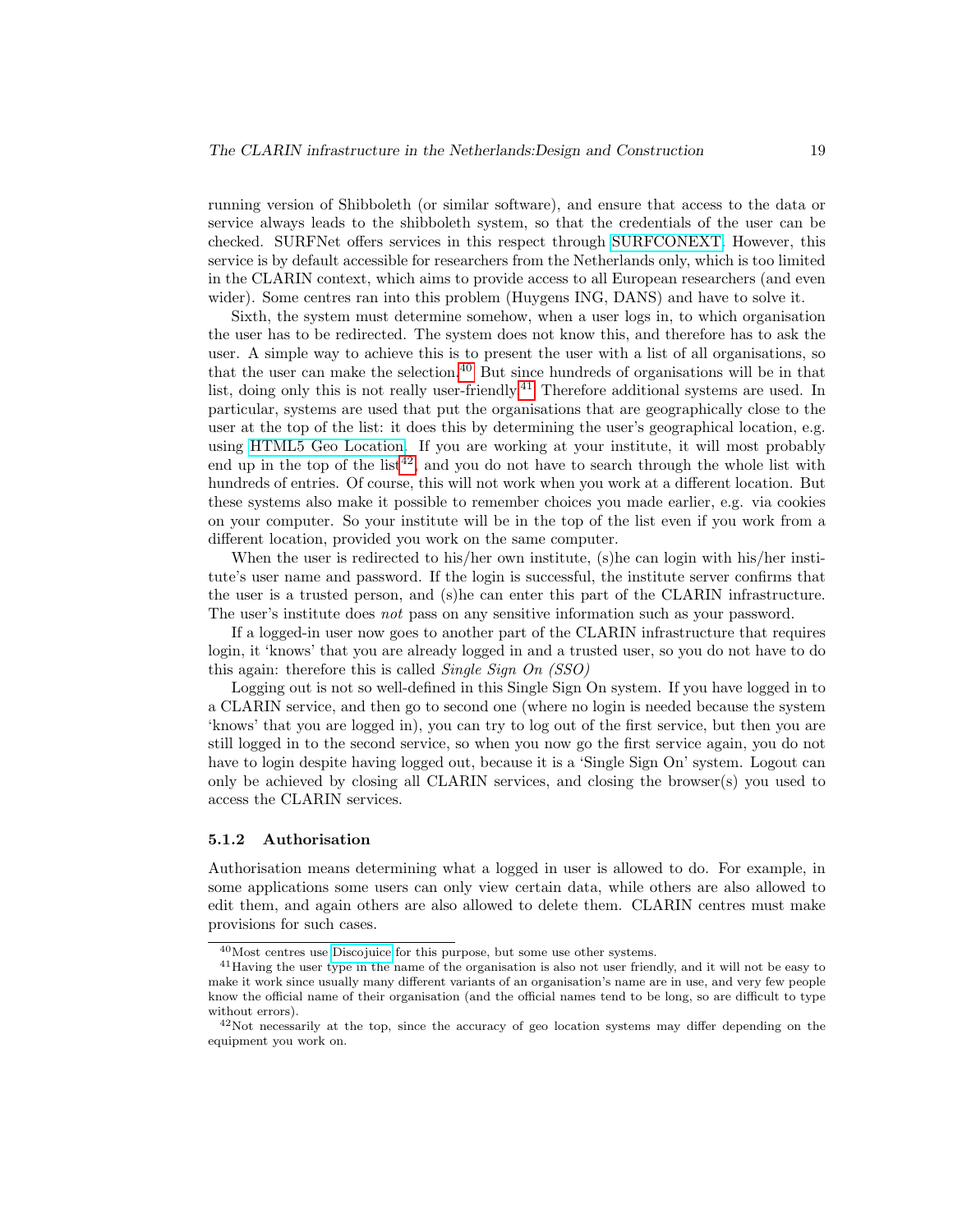running version of Shibboleth (or similar software), and ensure that access to the data or service always leads to the shibboleth system, so that the credentials of the user can be checked. SURFNet offers services in this respect through SURFCONEXT. However, this service is by default accessible for researchers from the Netherlands only, which is too limited in the CLARIN context, which aims to provide access to all European researchers (and even wider). Some centres ran into this problem (Huygens ING, DANS) and have to solve it.

Sixth, the system must determine somehow, when a user logs in, to which organisation the user has to be redirected. The system does not know this, and therefore has to ask the user. A simple way to achieve this is to present the user with a list of all organisations, so that the user can make the selection.[40] But since hundreds of organisations will be in that list, doing only this is not really user-friendly.[41] Therefore additional systems are used. In particular, systems are used that put the organisations that are geographically close to the user at the top of the list: it does this by determining the user's geographical location, e.g. using HTML5 Geo Location. If you are working at your institute, it will most probably end up in the top of the list[42], and you do not have to search through the whole list with hundreds of entries. Of course, this will not work when you work at a different location. But these systems also make it possible to remember choices you made earlier, e.g. via cookies on your computer. So your institute will be in the top of the list even if you work from a different location, provided you work on the same computer.

When the user is redirected to his/her own institute, (s)he can login with his/her institute's user name and password. If the login is successful, the institute server confirms that the user is a trusted person, and (s)he can enter this part of the CLARIN infrastructure. The user's institute does *not* pass on any sensitive information such as your password.

If a logged-in user now goes to another part of the CLARIN infrastructure that requires login, it 'knows' that you are already logged in and a trusted user, so you do not have to do this again: therefore this is called *Single Sign On (SSO)*

Logging out is not so well-defined in this Single Sign On system. If you have logged in to a CLARIN service, and then go to second one (where no login is needed because the system 'knows' that you are logged in), you can try to log out of the first service, but then you are still logged in to the second service, so when you now go the first service again, you do not have to login despite having logged out, because it is a 'Single Sign On' system. Logout can only be achieved by closing all CLARIN services, and closing the browser(s) you used to access the CLARIN services.

### 5.1.2 Authorisation

Authorisation means determining what a logged in user is allowed to do. For example, in some applications some users can only view certain data, while others are also allowed to edit them, and again others are also allowed to delete them. CLARIN centres must make provisions for such cases.

---

[40] Most centres use Discojuice for this purpose, but some use other systems.

[41] Having the user type in the name of the organisation is also not user friendly, and it will not be easy to make it work since usually many different variants of an organisation's name are in use, and very few people know the official name of their organisation (and the official names tend to be long, so are difficult to type without errors).

[42] Not necessarily at the top, since the accuracy of geo location systems may differ depending on the equipment you work on.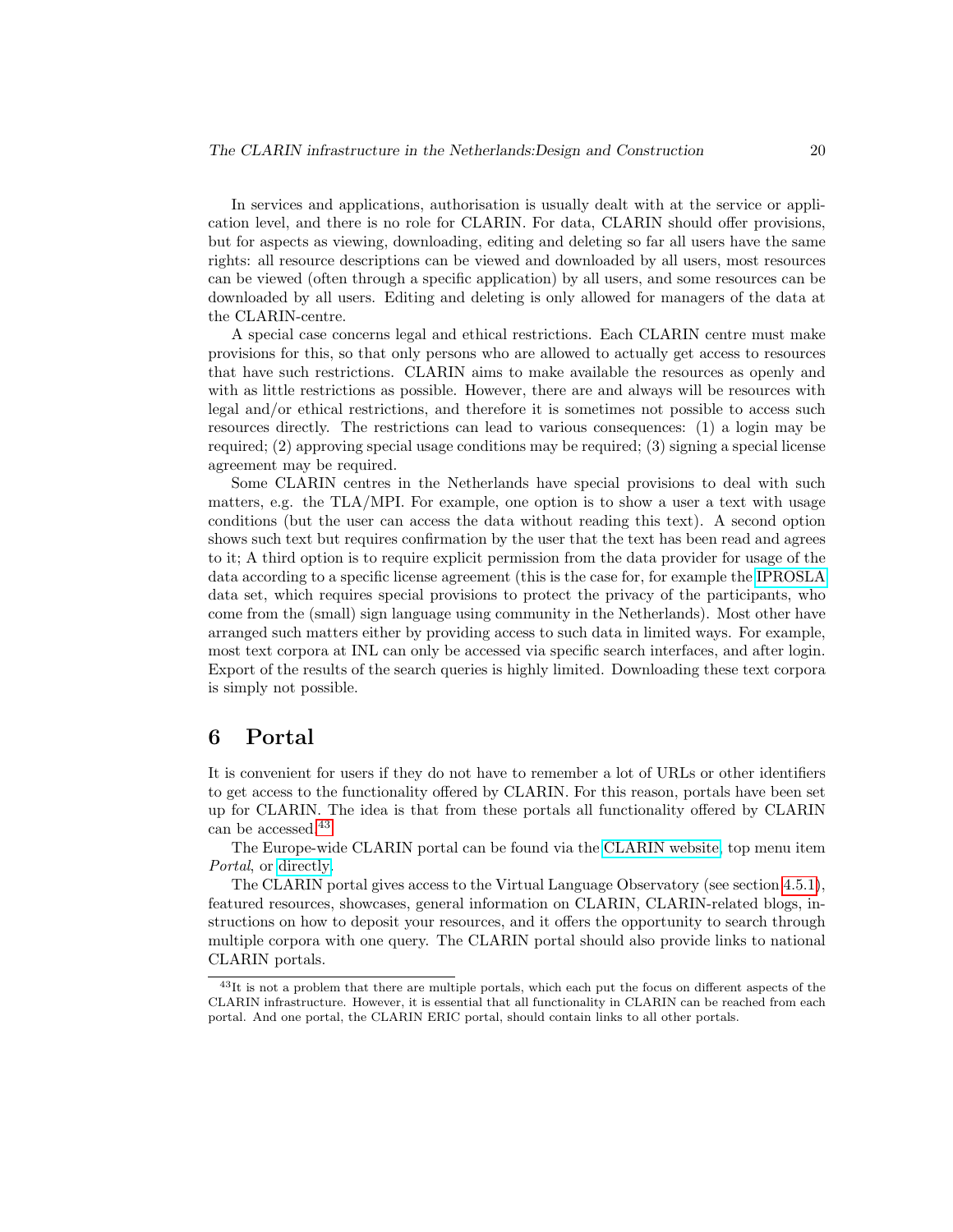In services and applications, authorisation is usually dealt with at the service or application level, and there is no role for CLARIN. For data, CLARIN should offer provisions, but for aspects as viewing, downloading, editing and deleting so far all users have the same rights: all resource descriptions can be viewed and downloaded by all users, most resources can be viewed (often through a specific application) by all users, and some resources can be downloaded by all users. Editing and deleting is only allowed for managers of the data at the CLARIN-centre.

A special case concerns legal and ethical restrictions. Each CLARIN centre must make provisions for this, so that only persons who are allowed to actually get access to resources that have such restrictions. CLARIN aims to make available the resources as openly and with as little restrictions as possible. However, there are and always will be resources with legal and/or ethical restrictions, and therefore it is sometimes not possible to access such resources directly. The restrictions can lead to various consequences: (1) a login may be required; (2) approving special usage conditions may be required; (3) signing a special license agreement may be required.

Some CLARIN centres in the Netherlands have special provisions to deal with such matters, e.g. the TLA/MPI. For example, one option is to show a user a text with usage conditions (but the user can access the data without reading this text). A second option shows such text but requires confirmation by the user that the text has been read and agrees to it; A third option is to require explicit permission from the data provider for usage of the data according to a specific license agreement (this is the case for, for example the IPROSLA data set, which requires special provisions to protect the privacy of the participants, who come from the (small) sign language using community in the Netherlands). Most other have arranged such matters either by providing access to such data in limited ways. For example, most text corpora at INL can only be accessed via specific search interfaces, and after login. Export of the results of the search queries is highly limited. Downloading these text corpora is simply not possible.

# 6 Portal

It is convenient for users if they do not have to remember a lot of URLs or other identifiers to get access to the functionality offered by CLARIN. For this reason, portals have been set up for CLARIN. The idea is that from these portals all functionality offered by CLARIN can be accessed.[43]

The Europe-wide CLARIN portal can be found via the CLARIN website, top menu item *Portal*, or directly.

The CLARIN portal gives access to the Virtual Language Observatory (see section 4.5.1), featured resources, showcases, general information on CLARIN, CLARIN-related blogs, instructions on how to deposit your resources, and it offers the opportunity to search through multiple corpora with one query. The CLARIN portal should also provide links to national CLARIN portals.

[43] It is not a problem that there are multiple portals, which each put the focus on different aspects of the CLARIN infrastructure. However, it is essential that all functionality in CLARIN can be reached from each portal. And one portal, the CLARIN ERIC portal, should contain links to all other portals.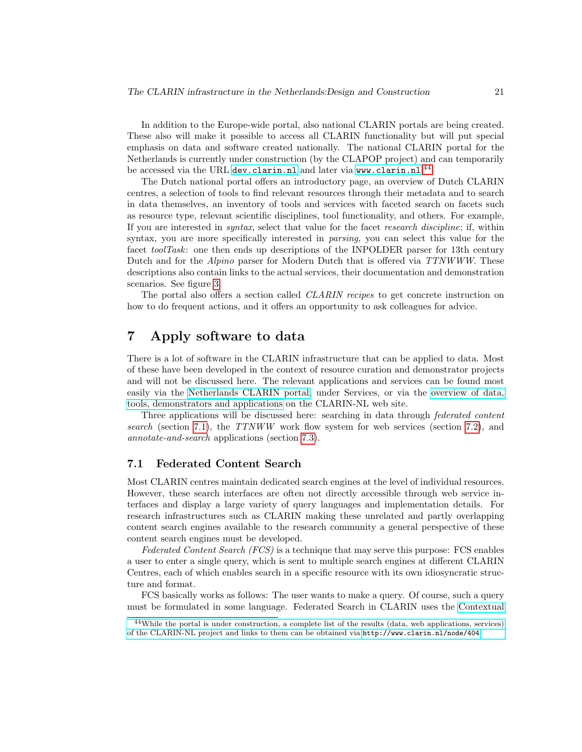In addition to the Europe-wide portal, also national CLARIN portals are being created. These also will make it possible to access all CLARIN functionality but will put special emphasis on data and software created nationally. The national CLARIN portal for the Netherlands is currently under construction (by the CLAPOP project) and can temporarily be accessed via the URL `dev.clarin.nl` and later via `www.clarin.nl`.[44]

The Dutch national portal offers an introductory page, an overview of Dutch CLARIN centres, a selection of tools to find relevant resources through their metadata and to search in data themselves, an inventory of tools and services with faceted search on facets such as resource type, relevant scientific disciplines, tool functionality, and others. For example, If you are interested in *syntax*, select that value for the facet *research discipline*; if, within syntax, you are more specifically interested in *parsing*, you can select this value for the facet *toolTask*: one then ends up descriptions of the INPOLDER parser for 13th century Dutch and for the *Alpino* parser for Modern Dutch that is offered via *TTNWWW*. These descriptions also contain links to the actual services, their documentation and demonstration scenarios. See figure 3.

The portal also offers a section called *CLARIN recipes* to get concrete instruction on how to do frequent actions, and it offers an opportunity to ask colleagues for advice.

# 7 Apply software to data

There is a lot of software in the CLARIN infrastructure that can be applied to data. Most of these have been developed in the context of resource curation and demonstrator projects and will not be discussed here. The relevant applications and services can be found most easily via the Netherlands CLARIN portal, under Services, or via the overview of data, tools, demonstrators and applications on the CLARIN-NL web site.

Three applications will be discussed here: searching in data through *federated content search* (section 7.1), the *TTNWW* work flow system for web services (section 7.2), and *annotate-and-search* applications (section 7.3).

## 7.1 Federated Content Search

Most CLARIN centres maintain dedicated search engines at the level of individual resources. However, these search interfaces are often not directly accessible through web service interfaces and display a large variety of query languages and implementation details. For research infrastructures such as CLARIN making these unrelated and partly overlapping content search engines available to the research community a general perspective of these content search engines must be developed.

*Federated Content Search (FCS)* is a technique that may serve this purpose: FCS enables a user to enter a single query, which is sent to multiple search engines at different CLARIN Centres, each of which enables search in a specific resource with its own idiosyncratic structure and format.

FCS basically works as follows: The user wants to make a query. Of course, such a query must be formulated in some language. Federated Search in CLARIN uses the Contextual

[44] While the portal is under construction, a complete list of the results (data, web applications, services) of the CLARIN-NL project and links to them can be obtained via `http://www.clarin.nl/node/404`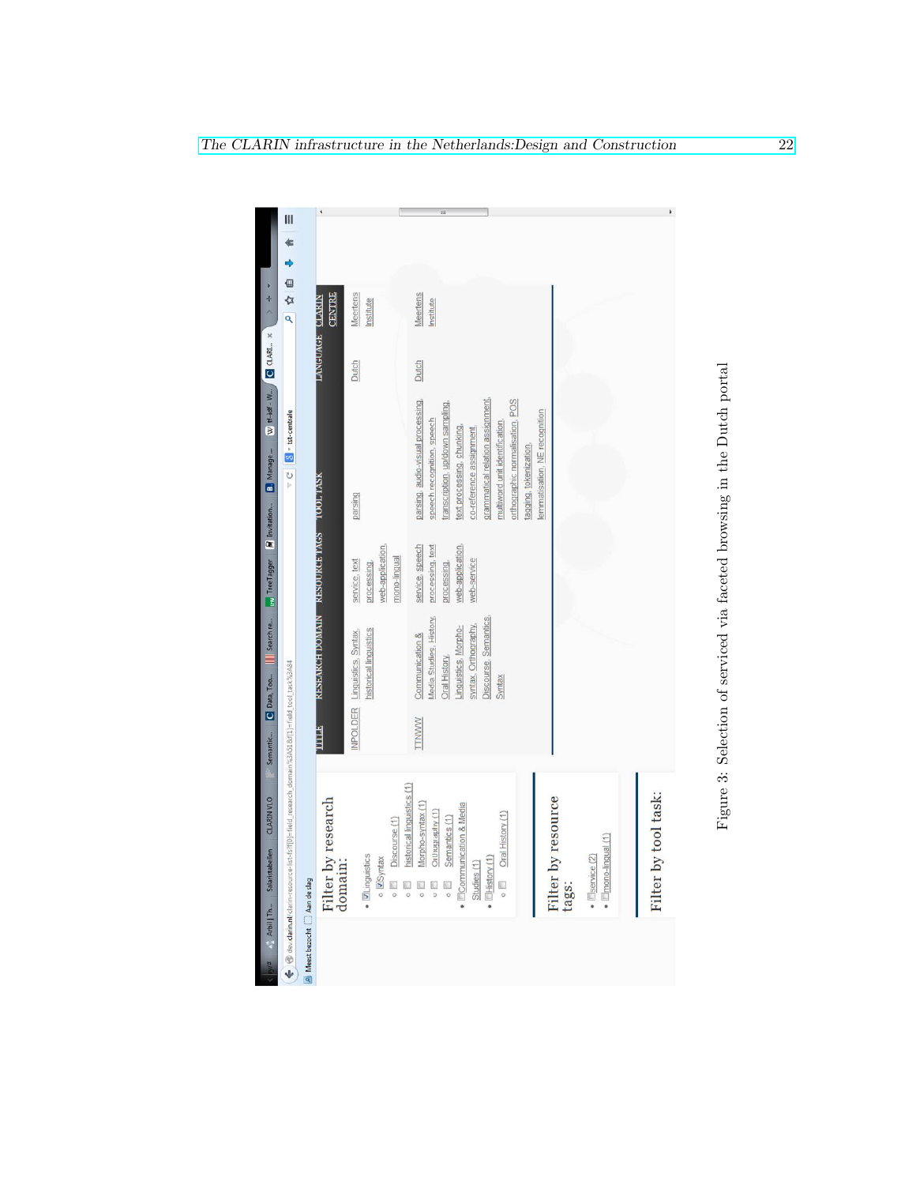Figure 3: Selection of serviced via faceted browsing in the Dutch portal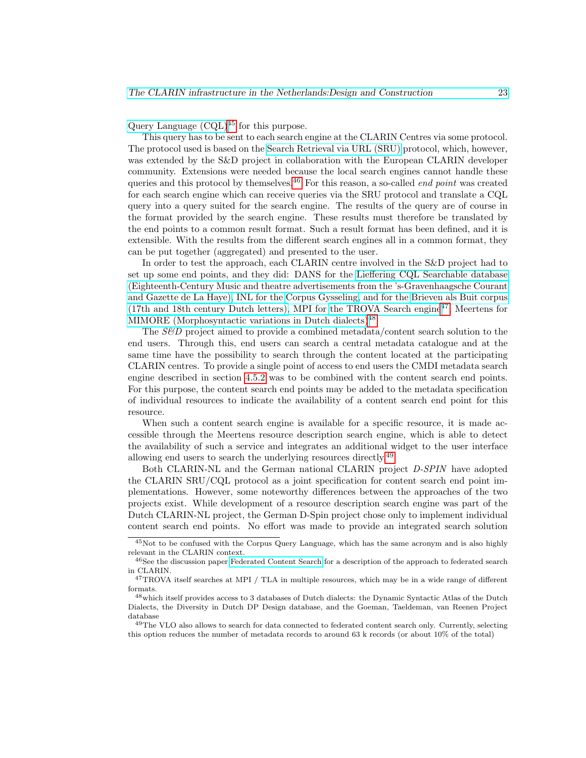Query Language (CQL)[45] for this purpose.

This query has to be sent to each search engine at the CLARIN Centres via some protocol. The protocol used is based on the Search Retrieval via URL (SRU) protocol, which, however, was extended by the S&D project in collaboration with the European CLARIN developer community. Extensions were needed because the local search engines cannot handle these queries and this protocol by themselves.[46] For this reason, a so-called *end point* was created for each search engine which can receive queries via the SRU protocol and translate a CQL query into a query suited for the search engine. The results of the query are of course in the format provided by the search engine. These results must therefore be translated by the end points to a common result format. Such a result format has been defined, and it is extensible. With the results from the different search engines all in a common format, they can be put together (aggregated) and presented to the user.

In order to test the approach, each CLARIN centre involved in the S&D project had to set up some end points, and they did: DANS for the Lieffering CQL Searchable database (Eighteenth-Century Music and theatre advertisements from the 's-Gravenhaagsche Courant and Gazette de La Haye), INL for the Corpus Gysseling, and for the Brieven als Buit corpus (17th and 18th century Dutch letters), MPI for the TROVA Search engine[47], Meertens for MIMORE (Morphosyntactic variations in Dutch dialects).[48]

The *S&D* project aimed to provide a combined metadata/content search solution to the end users. Through this, end users can search a central metadata catalogue and at the same time have the possibility to search through the content located at the participating CLARIN centres. To provide a single point of access to end users the CMDI metadata search engine described in section 4.5.2 was to be combined with the content search end points. For this purpose, the content search end points may be added to the metadata specification of individual resources to indicate the availability of a content search end point for this resource.

When such a content search engine is available for a specific resource, it is made accessible through the Meertens resource description search engine, which is able to detect the availability of such a service and integrates an additional widget to the user interface allowing end users to search the underlying resources directly.[49]

Both CLARIN-NL and the German national CLARIN project *D-SPIN* have adopted the CLARIN SRU/CQL protocol as a joint specification for content search end point implementations. However, some noteworthy differences between the approaches of the two projects exist. While development of a resource description search engine was part of the Dutch CLARIN-NL project, the German D-Spin project chose only to implement individual content search end points. No effort was made to provide an integrated search solution

---

[45] Not to be confused with the Corpus Query Language, which has the same acronym and is also highly relevant in the CLARIN context.

[46] See the discussion paper Federated Content Search for a description of the approach to federated search in CLARIN.

[47] TROVA itself searches at MPI / TLA in multiple resources, which may be in a wide range of different formats.

[48] which itself provides access to 3 databases of Dutch dialects: the Dynamic Syntactic Atlas of the Dutch Dialects, the Diversity in Dutch DP Design database, and the Goeman, Taeldeman, van Reenen Project database

[49] The VLO also allows to search for data connected to federated content search only. Currently, selecting this option reduces the number of metadata records to around 63 k records (or about 10% of the total)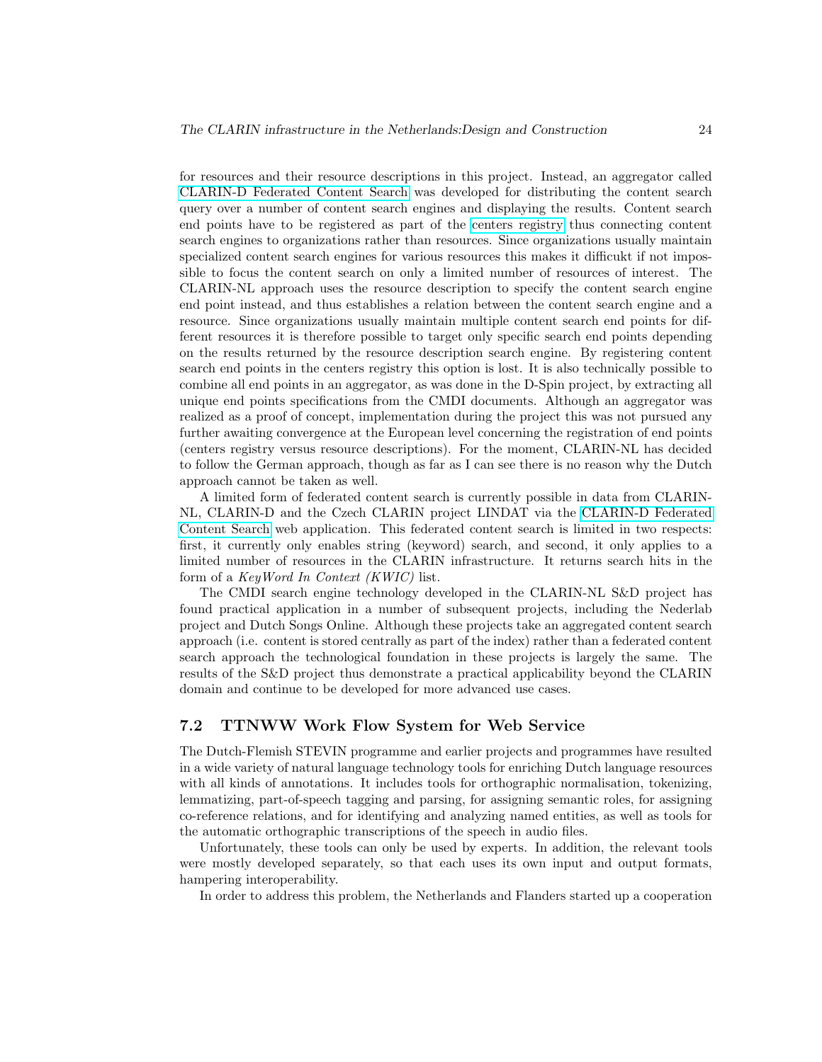for resources and their resource descriptions in this project. Instead, an aggregator called CLARIN-D Federated Content Search was developed for distributing the content search query over a number of content search engines and displaying the results. Content search end points have to be registered as part of the centers registry thus connecting content search engines to organizations rather than resources. Since organizations usually maintain specialized content search engines for various resources this makes it difficukt if not impossible to focus the content search on only a limited number of resources of interest. The CLARIN-NL approach uses the resource description to specify the content search engine end point instead, and thus establishes a relation between the content search engine and a resource. Since organizations usually maintain multiple content search end points for different resources it is therefore possible to target only specific search end points depending on the results returned by the resource description search engine. By registering content search end points in the centers registry this option is lost. It is also technically possible to combine all end points in an aggregator, as was done in the D-Spin project, by extracting all unique end points specifications from the CMDI documents. Although an aggregator was realized as a proof of concept, implementation during the project this was not pursued any further awaiting convergence at the European level concerning the registration of end points (centers registry versus resource descriptions). For the moment, CLARIN-NL has decided to follow the German approach, though as far as I can see there is no reason why the Dutch approach cannot be taken as well.

A limited form of federated content search is currently possible in data from CLARIN-NL, CLARIN-D and the Czech CLARIN project LINDAT via the CLARIN-D Federated Content Search web application. This federated content search is limited in two respects: first, it currently only enables string (keyword) search, and second, it only applies to a limited number of resources in the CLARIN infrastructure. It returns search hits in the form of a *KeyWord In Context (KWIC)* list.

The CMDI search engine technology developed in the CLARIN-NL S&D project has found practical application in a number of subsequent projects, including the Nederlab project and Dutch Songs Online. Although these projects take an aggregated content search approach (i.e. content is stored centrally as part of the index) rather than a federated content search approach the technological foundation in these projects is largely the same. The results of the S&D project thus demonstrate a practical applicability beyond the CLARIN domain and continue to be developed for more advanced use cases.

## 7.2 TTNWW Work Flow System for Web Service

The Dutch-Flemish STEVIN programme and earlier projects and programmes have resulted in a wide variety of natural language technology tools for enriching Dutch language resources with all kinds of annotations. It includes tools for orthographic normalisation, tokenizing, lemmatizing, part-of-speech tagging and parsing, for assigning semantic roles, for assigning co-reference relations, and for identifying and analyzing named entities, as well as tools for the automatic orthographic transcriptions of the speech in audio files.

Unfortunately, these tools can only be used by experts. In addition, the relevant tools were mostly developed separately, so that each uses its own input and output formats, hampering interoperability.

In order to address this problem, the Netherlands and Flanders started up a cooperation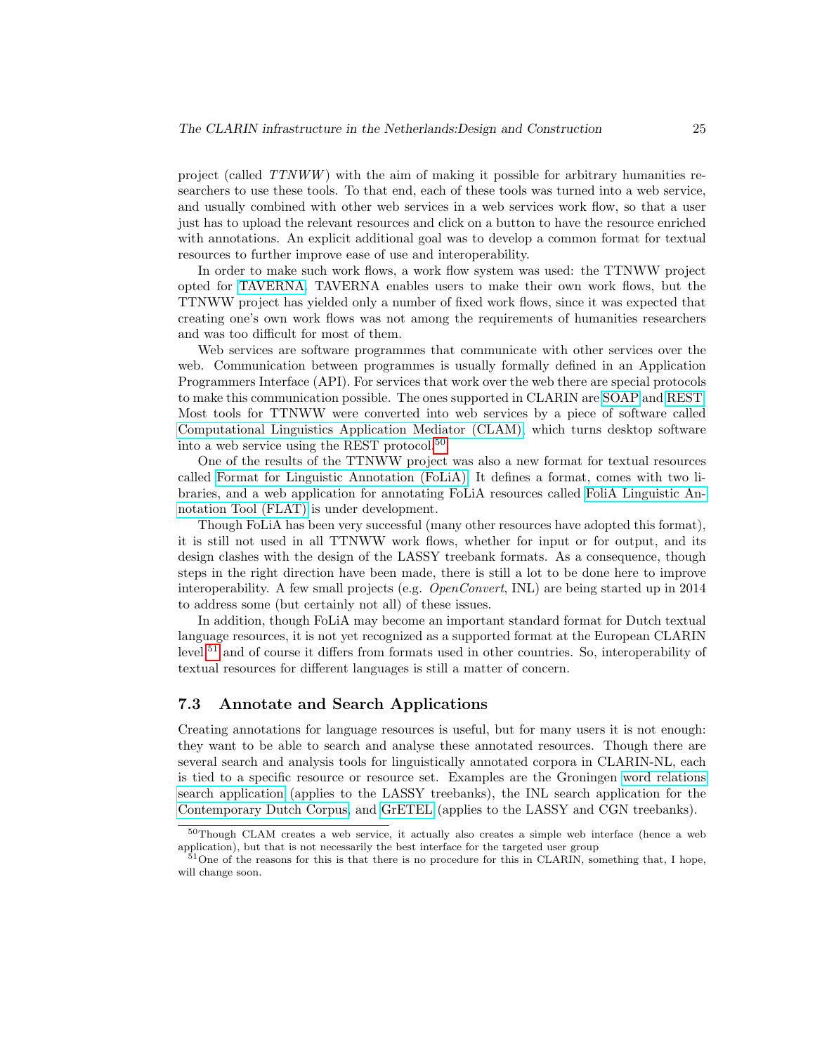project (called *TTNWW*) with the aim of making it possible for arbitrary humanities researchers to use these tools. To that end, each of these tools was turned into a web service, and usually combined with other web services in a web services work flow, so that a user just has to upload the relevant resources and click on a button to have the resource enriched with annotations. An explicit additional goal was to develop a common format for textual resources to further improve ease of use and interoperability.

In order to make such work flows, a work flow system was used: the TTNWW project opted for TAVERNA. TAVERNA enables users to make their own work flows, but the TTNWW project has yielded only a number of fixed work flows, since it was expected that creating one's own work flows was not among the requirements of humanities researchers and was too difficult for most of them.

Web services are software programmes that communicate with other services over the web. Communication between programmes is usually formally defined in an Application Programmers Interface (API). For services that work over the web there are special protocols to make this communication possible. The ones supported in CLARIN are SOAP and REST. Most tools for TTNWW were converted into web services by a piece of software called Computational Linguistics Application Mediator (CLAM), which turns desktop software into a web service using the REST protocol.[50]

One of the results of the TTNWW project was also a new format for textual resources called Format for Linguistic Annotation (FoLiA). It defines a format, comes with two libraries, and a web application for annotating FoLiA resources called FoliA Linguistic Annotation Tool (FLAT) is under development.

Though FoLiA has been very successful (many other resources have adopted this format), it is still not used in all TTNWW work flows, whether for input or for output, and its design clashes with the design of the LASSY treebank formats. As a consequence, though steps in the right direction have been made, there is still a lot to be done here to improve interoperability. A few small projects (e.g. *OpenConvert*, INL) are being started up in 2014 to address some (but certainly not all) of these issues.

In addition, though FoLiA may become an important standard format for Dutch textual language resources, it is not yet recognized as a supported format at the European CLARIN level,[51] and of course it differs from formats used in other countries. So, interoperability of textual resources for different languages is still a matter of concern.

### 7.3 Annotate and Search Applications

Creating annotations for language resources is useful, but for many users it is not enough: they want to be able to search and analyse these annotated resources. Though there are several search and analysis tools for linguistically annotated corpora in CLARIN-NL, each is tied to a specific resource or resource set. Examples are the Groningen word relations search application (applies to the LASSY treebanks), the INL search application for the Contemporary Dutch Corpus, and GrETEL (applies to the LASSY and CGN treebanks).

[50] Though CLAM creates a web service, it actually also creates a simple web interface (hence a web application), but that is not necessarily the best interface for the targeted user group

[51] One of the reasons for this is that there is no procedure for this in CLARIN, something that, I hope, will change soon.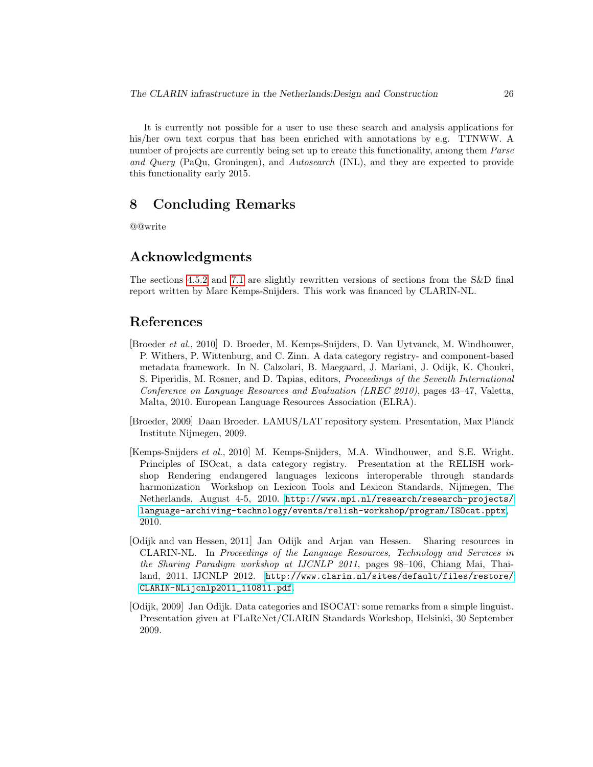It is currently not possible for a user to use these search and analysis applications for his/her own text corpus that has been enriched with annotations by e.g. TTNWW. A number of projects are currently being set up to create this functionality, among them *Parse and Query* (PaQu, Groningen), and *Autosearch* (INL), and they are expected to provide this functionality early 2015.

# 8 Concluding Remarks

@@write

# Acknowledgments

The sections 4.5.2 and 7.1 are slightly rewritten versions of sections from the S&D final report written by Marc Kemps-Snijders. This work was financed by CLARIN-NL.

# References

[Broeder *et al.*, 2010] D. Broeder, M. Kemps-Snijders, D. Van Uytvanck, M. Windhouwer, P. Withers, P. Wittenburg, and C. Zinn. A data category registry- and component-based metadata framework. In N. Calzolari, B. Maegaard, J. Mariani, J. Odijk, K. Choukri, S. Piperidis, M. Rosner, and D. Tapias, editors, *Proceedings of the Seventh International Conference on Language Resources and Evaluation (LREC 2010)*, pages 43–47, Valetta, Malta, 2010. European Language Resources Association (ELRA).

[Broeder, 2009] Daan Broeder. LAMUS/LAT repository system. Presentation, Max Planck Institute Nijmegen, 2009.

[Kemps-Snijders *et al.*, 2010] M. Kemps-Snijders, M.A. Windhouwer, and S.E. Wright. Principles of ISOcat, a data category registry. Presentation at the RELISH workshop Rendering endangered languages lexicons interoperable through standards harmonization Workshop on Lexicon Tools and Lexicon Standards, Nijmegen, The Netherlands, August 4-5, 2010. http://www.mpi.nl/research/research-projects/language-archiving-technology/events/relish-workshop/program/ISOcat.pptx, 2010.

[Odijk and van Hessen, 2011] Jan Odijk and Arjan van Hessen. Sharing resources in CLARIN-NL. In *Proceedings of the Language Resources, Technology and Services in the Sharing Paradigm workshop at IJCNLP 2011*, pages 98–106, Chiang Mai, Thailand, 2011. IJCNLP 2012. http://www.clarin.nl/sites/default/files/restore/CLARIN-NLijcnlp2011_110811.pdf.

[Odijk, 2009] Jan Odijk. Data categories and ISOCAT: some remarks from a simple linguist. Presentation given at FLaReNet/CLARIN Standards Workshop, Helsinki, 30 September 2009.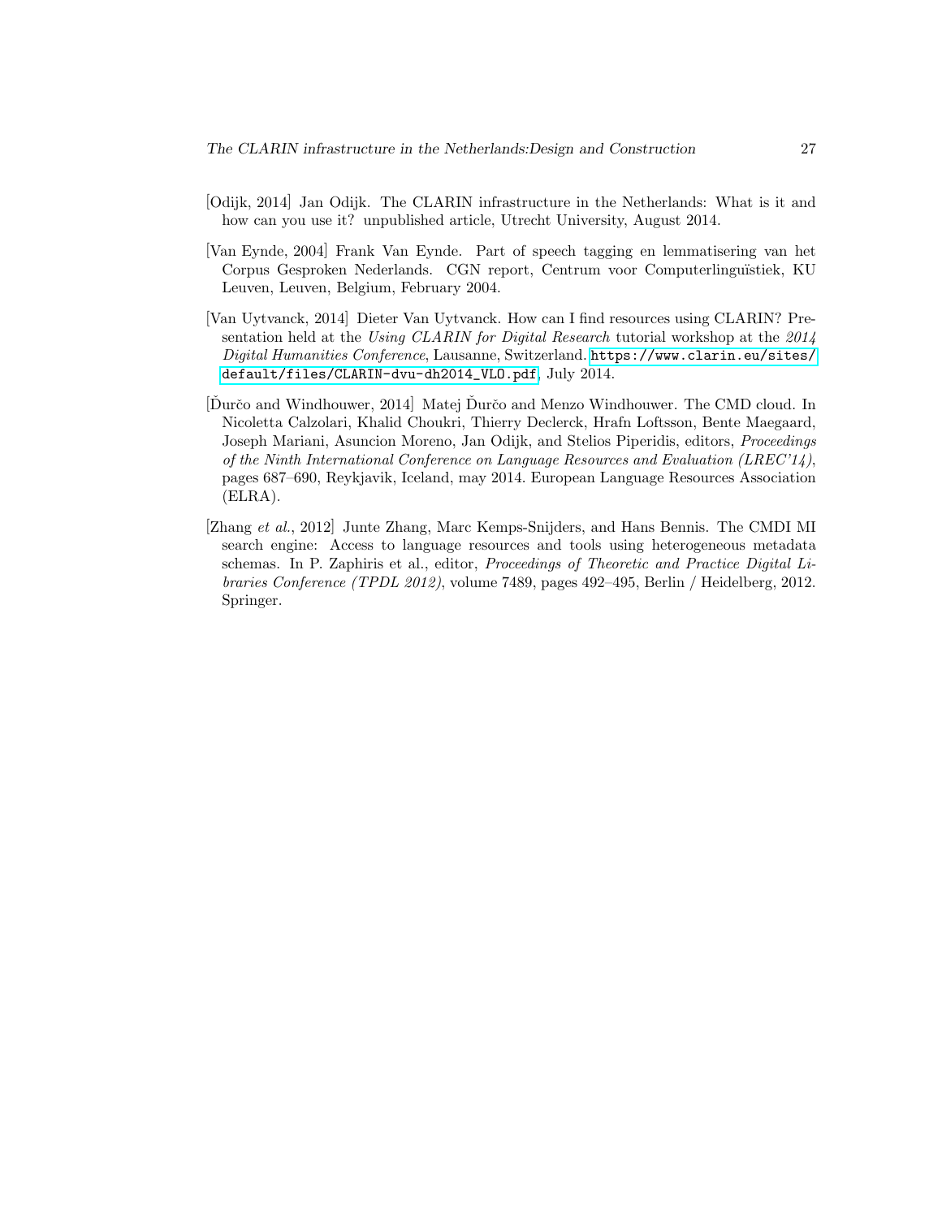[Odijk, 2014] Jan Odijk. The CLARIN infrastructure in the Netherlands: What is it and how can you use it? unpublished article, Utrecht University, August 2014.

[Van Eynde, 2004] Frank Van Eynde. Part of speech tagging en lemmatisering van het Corpus Gesproken Nederlands. CGN report, Centrum voor Computerlinguïstiek, KU Leuven, Leuven, Belgium, February 2004.

[Van Uytvanck, 2014] Dieter Van Uytvanck. How can I find resources using CLARIN? Presentation held at the *Using CLARIN for Digital Research* tutorial workshop at the *2014 Digital Humanities Conference*, Lausanne, Switzerland. https://www.clarin.eu/sites/default/files/CLARIN-dvu-dh2014_VLO.pdf, July 2014.

[Ďurčo and Windhouwer, 2014] Matej Ďurčo and Menzo Windhouwer. The CMD cloud. In Nicoletta Calzolari, Khalid Choukri, Thierry Declerck, Hrafn Loftsson, Bente Maegaard, Joseph Mariani, Asuncion Moreno, Jan Odijk, and Stelios Piperidis, editors, *Proceedings of the Ninth International Conference on Language Resources and Evaluation (LREC'14)*, pages 687–690, Reykjavik, Iceland, may 2014. European Language Resources Association (ELRA).

[Zhang *et al.*, 2012] Junte Zhang, Marc Kemps-Snijders, and Hans Bennis. The CMDI MI search engine: Access to language resources and tools using heterogeneous metadata schemas. In P. Zaphiris et al., editor, *Proceedings of Theoretic and Practice Digital Libraries Conference (TPDL 2012)*, volume 7489, pages 492–495, Berlin / Heidelberg, 2012. Springer.